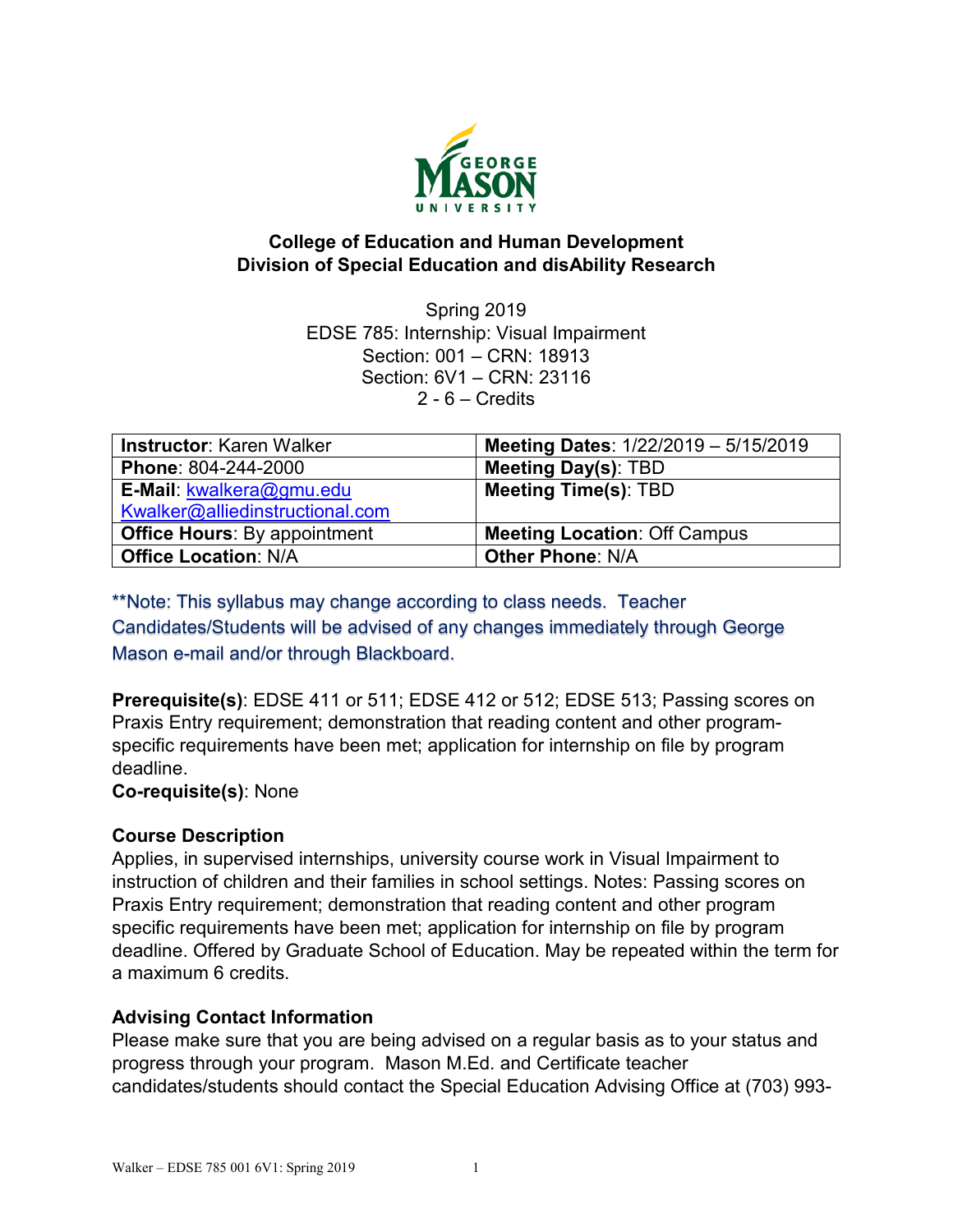**College of Education and Human Development**
**Division of Special Education and disAbility Research**

Spring 2019
EDSE 785: Internship: Visual Impairment
Section: 001 – CRN: 18913
Section: 6V1 – CRN: 23116
2 - 6 – Credits

| **Instructor**: Karen Walker | **Meeting Dates**: 1/22/2019 – 5/15/2019 |
|---|---|
| **Phone**: 804-244-2000 | **Meeting Day(s)**: TBD |
| **E-Mail**: kwalkera@gmu.edu Kwalker@alliedinstructional.com | **Meeting Time(s)**: TBD |
| **Office Hours**: By appointment | **Meeting Location**: Off Campus |
| **Office Location**: N/A | **Other Phone**: N/A |

**Note: This syllabus may change according to class needs. Teacher Candidates/Students will be advised of any changes immediately through George Mason e-mail and/or through Blackboard.

**Prerequisite(s)**: EDSE 411 or 511; EDSE 412 or 512; EDSE 513; Passing scores on Praxis Entry requirement; demonstration that reading content and other program-specific requirements have been met; application for internship on file by program deadline.
**Co-requisite(s)**: None

### Course Description

Applies, in supervised internships, university course work in Visual Impairment to instruction of children and their families in school settings. Notes: Passing scores on Praxis Entry requirement; demonstration that reading content and other program specific requirements have been met; application for internship on file by program deadline. Offered by Graduate School of Education. May be repeated within the term for a maximum 6 credits.

### Advising Contact Information

Please make sure that you are being advised on a regular basis as to your status and progress through your program. Mason M.Ed. and Certificate teacher candidates/students should contact the Special Education Advising Office at (703) 993-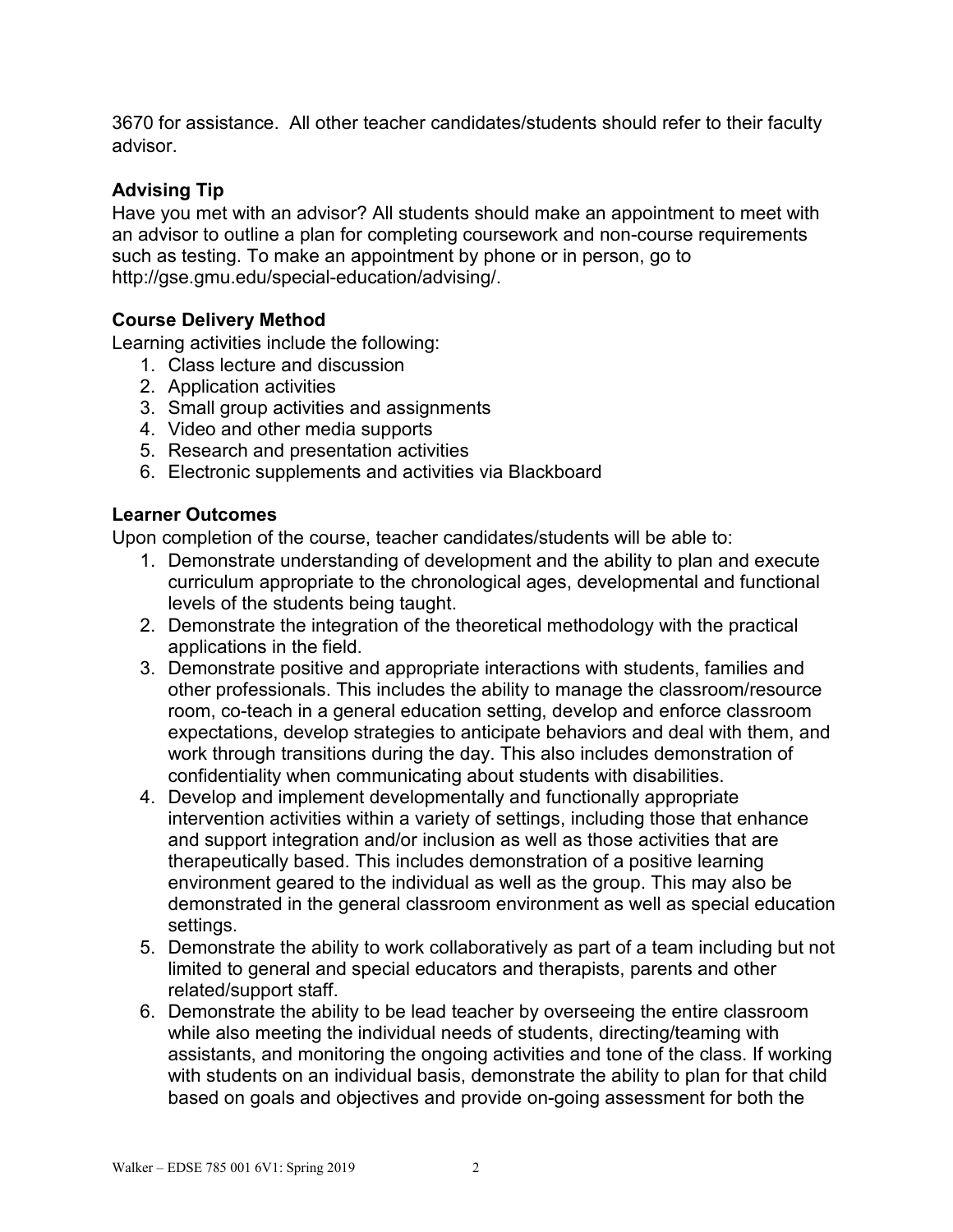3670 for assistance. All other teacher candidates/students should refer to their faculty advisor.

### Advising Tip

Have you met with an advisor? All students should make an appointment to meet with an advisor to outline a plan for completing coursework and non-course requirements such as testing. To make an appointment by phone or in person, go to http://gse.gmu.edu/special-education/advising/.

### Course Delivery Method

Learning activities include the following:

1. Class lecture and discussion
2. Application activities
3. Small group activities and assignments
4. Video and other media supports
5. Research and presentation activities
6. Electronic supplements and activities via Blackboard

### Learner Outcomes

Upon completion of the course, teacher candidates/students will be able to:

1. Demonstrate understanding of development and the ability to plan and execute curriculum appropriate to the chronological ages, developmental and functional levels of the students being taught.
2. Demonstrate the integration of the theoretical methodology with the practical applications in the field.
3. Demonstrate positive and appropriate interactions with students, families and other professionals. This includes the ability to manage the classroom/resource room, co-teach in a general education setting, develop and enforce classroom expectations, develop strategies to anticipate behaviors and deal with them, and work through transitions during the day. This also includes demonstration of confidentiality when communicating about students with disabilities.
4. Develop and implement developmentally and functionally appropriate intervention activities within a variety of settings, including those that enhance and support integration and/or inclusion as well as those activities that are therapeutically based. This includes demonstration of a positive learning environment geared to the individual as well as the group. This may also be demonstrated in the general classroom environment as well as special education settings.
5. Demonstrate the ability to work collaboratively as part of a team including but not limited to general and special educators and therapists, parents and other related/support staff.
6. Demonstrate the ability to be lead teacher by overseeing the entire classroom while also meeting the individual needs of students, directing/teaming with assistants, and monitoring the ongoing activities and tone of the class. If working with students on an individual basis, demonstrate the ability to plan for that child based on goals and objectives and provide on-going assessment for both the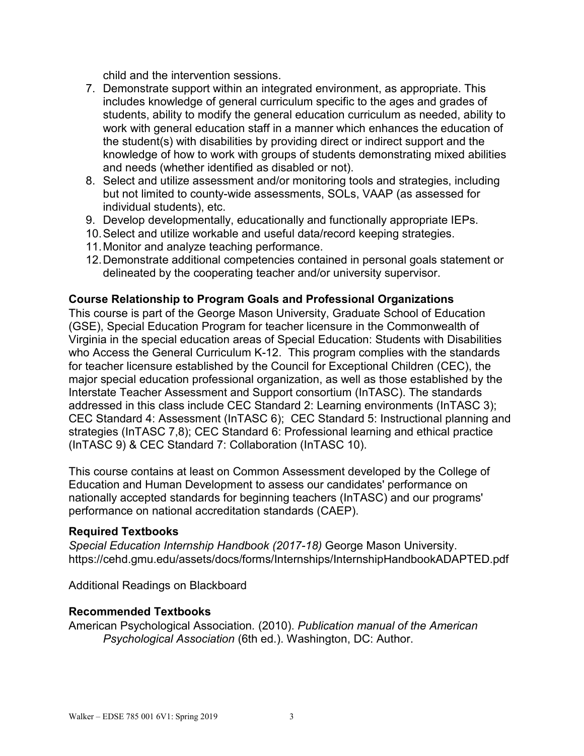child and the intervention sessions.

7. Demonstrate support within an integrated environment, as appropriate. This includes knowledge of general curriculum specific to the ages and grades of students, ability to modify the general education curriculum as needed, ability to work with general education staff in a manner which enhances the education of the student(s) with disabilities by providing direct or indirect support and the knowledge of how to work with groups of students demonstrating mixed abilities and needs (whether identified as disabled or not).
8. Select and utilize assessment and/or monitoring tools and strategies, including but not limited to county-wide assessments, SOLs, VAAP (as assessed for individual students), etc.
9. Develop developmentally, educationally and functionally appropriate IEPs.
10. Select and utilize workable and useful data/record keeping strategies.
11. Monitor and analyze teaching performance.
12. Demonstrate additional competencies contained in personal goals statement or delineated by the cooperating teacher and/or university supervisor.

### Course Relationship to Program Goals and Professional Organizations

This course is part of the George Mason University, Graduate School of Education (GSE), Special Education Program for teacher licensure in the Commonwealth of Virginia in the special education areas of Special Education: Students with Disabilities who Access the General Curriculum K-12. This program complies with the standards for teacher licensure established by the Council for Exceptional Children (CEC), the major special education professional organization, as well as those established by the Interstate Teacher Assessment and Support consortium (InTASC). The standards addressed in this class include CEC Standard 2: Learning environments (InTASC 3); CEC Standard 4: Assessment (InTASC 6); CEC Standard 5: Instructional planning and strategies (InTASC 7,8); CEC Standard 6: Professional learning and ethical practice (InTASC 9) & CEC Standard 7: Collaboration (InTASC 10).

This course contains at least on Common Assessment developed by the College of Education and Human Development to assess our candidates' performance on nationally accepted standards for beginning teachers (InTASC) and our programs' performance on national accreditation standards (CAEP).

### Required Textbooks

*Special Education Internship Handbook (2017-18)* George Mason University. https://cehd.gmu.edu/assets/docs/forms/Internships/InternshipHandbookADAPTED.pdf

Additional Readings on Blackboard

### Recommended Textbooks

American Psychological Association. (2010). *Publication manual of the American Psychological Association* (6th ed.). Washington, DC: Author.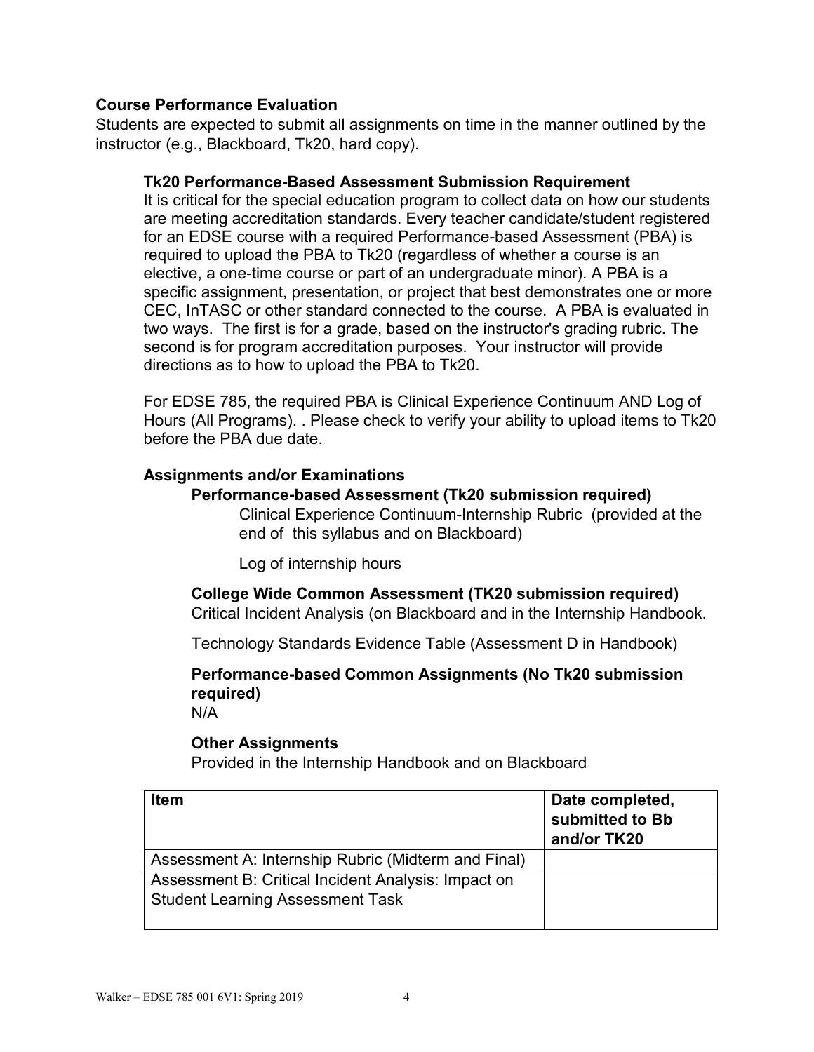**Course Performance Evaluation**

Students are expected to submit all assignments on time in the manner outlined by the instructor (e.g., Blackboard, Tk20, hard copy).

**Tk20 Performance-Based Assessment Submission Requirement**

It is critical for the special education program to collect data on how our students are meeting accreditation standards. Every teacher candidate/student registered for an EDSE course with a required Performance-based Assessment (PBA) is required to upload the PBA to Tk20 (regardless of whether a course is an elective, a one-time course or part of an undergraduate minor). A PBA is a specific assignment, presentation, or project that best demonstrates one or more CEC, InTASC or other standard connected to the course. A PBA is evaluated in two ways. The first is for a grade, based on the instructor's grading rubric. The second is for program accreditation purposes. Your instructor will provide directions as to how to upload the PBA to Tk20.

For EDSE 785, the required PBA is Clinical Experience Continuum AND Log of Hours (All Programs). . Please check to verify your ability to upload items to Tk20 before the PBA due date.

**Assignments and/or Examinations**

**Performance-based Assessment (Tk20 submission required)**

Clinical Experience Continuum-Internship Rubric (provided at the end of this syllabus and on Blackboard)

Log of internship hours

**College Wide Common Assessment (TK20 submission required)**

Critical Incident Analysis (on Blackboard and in the Internship Handbook.

Technology Standards Evidence Table (Assessment D in Handbook)

**Performance-based Common Assignments (No Tk20 submission required)**

N/A

**Other Assignments**

Provided in the Internship Handbook and on Blackboard

| Item | Date completed, submitted to Bb and/or TK20 |
| --- | --- |
| Assessment A: Internship Rubric (Midterm and Final) | |
| Assessment B: Critical Incident Analysis: Impact on Student Learning Assessment Task | |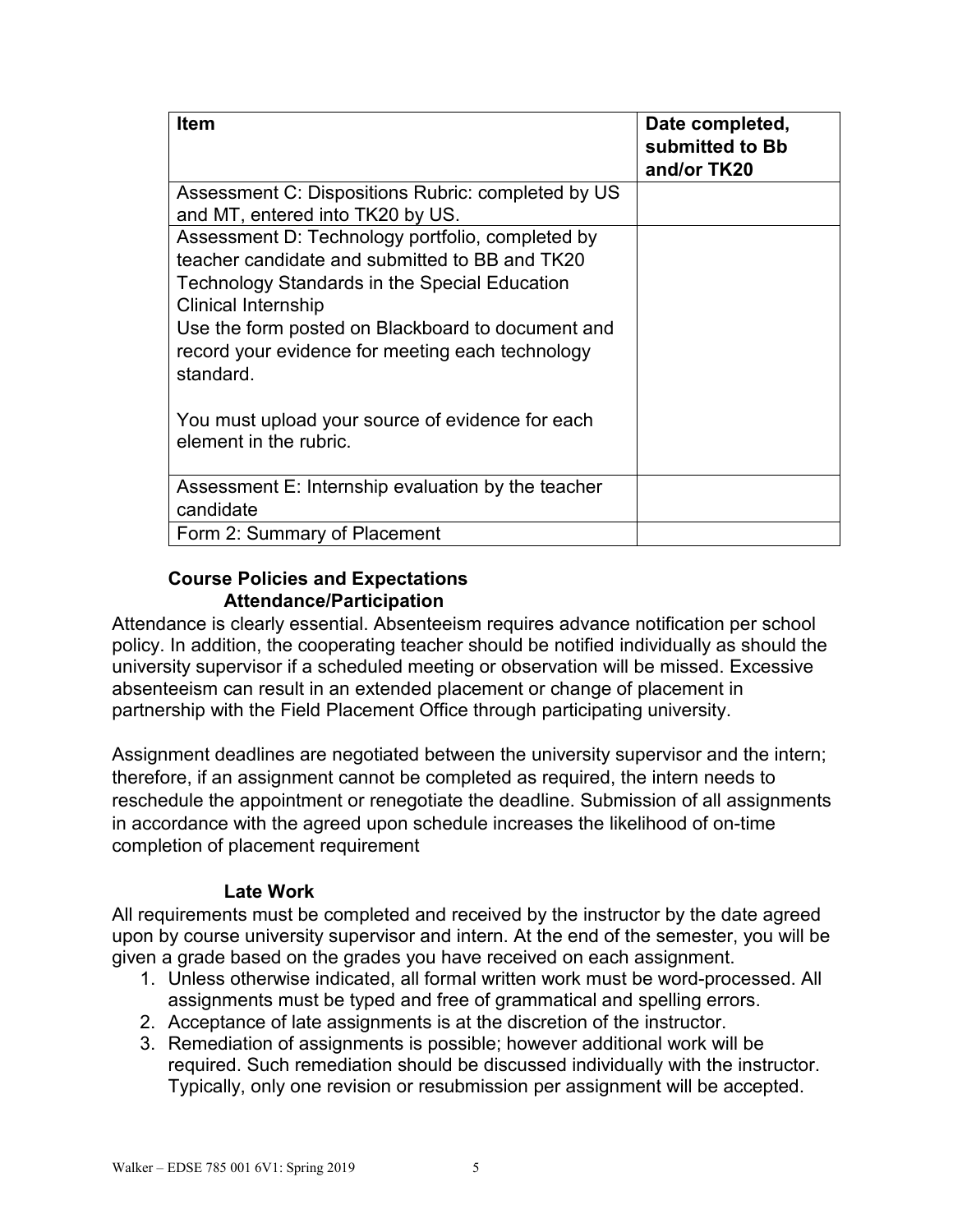| Item | Date completed, submitted to Bb and/or TK20 |
|---|---|
| Assessment C: Dispositions Rubric: completed by US and MT, entered into TK20 by US. | |
| Assessment D: Technology portfolio, completed by teacher candidate and submitted to BB and TK20 Technology Standards in the Special Education Clinical Internship<br>Use the form posted on Blackboard to document and record your evidence for meeting each technology standard.<br><br>You must upload your source of evidence for each element in the rubric. | |
| Assessment E: Internship evaluation by the teacher candidate | |
| Form 2: Summary of Placement | |

### Course Policies and Expectations

#### Attendance/Participation

Attendance is clearly essential. Absenteeism requires advance notification per school policy. In addition, the cooperating teacher should be notified individually as should the university supervisor if a scheduled meeting or observation will be missed. Excessive absenteeism can result in an extended placement or change of placement in partnership with the Field Placement Office through participating university.

Assignment deadlines are negotiated between the university supervisor and the intern; therefore, if an assignment cannot be completed as required, the intern needs to reschedule the appointment or renegotiate the deadline. Submission of all assignments in accordance with the agreed upon schedule increases the likelihood of on-time completion of placement requirement

#### Late Work

All requirements must be completed and received by the instructor by the date agreed upon by course university supervisor and intern. At the end of the semester, you will be given a grade based on the grades you have received on each assignment.

1. Unless otherwise indicated, all formal written work must be word-processed. All assignments must be typed and free of grammatical and spelling errors.
2. Acceptance of late assignments is at the discretion of the instructor.
3. Remediation of assignments is possible; however additional work will be required. Such remediation should be discussed individually with the instructor. Typically, only one revision or resubmission per assignment will be accepted.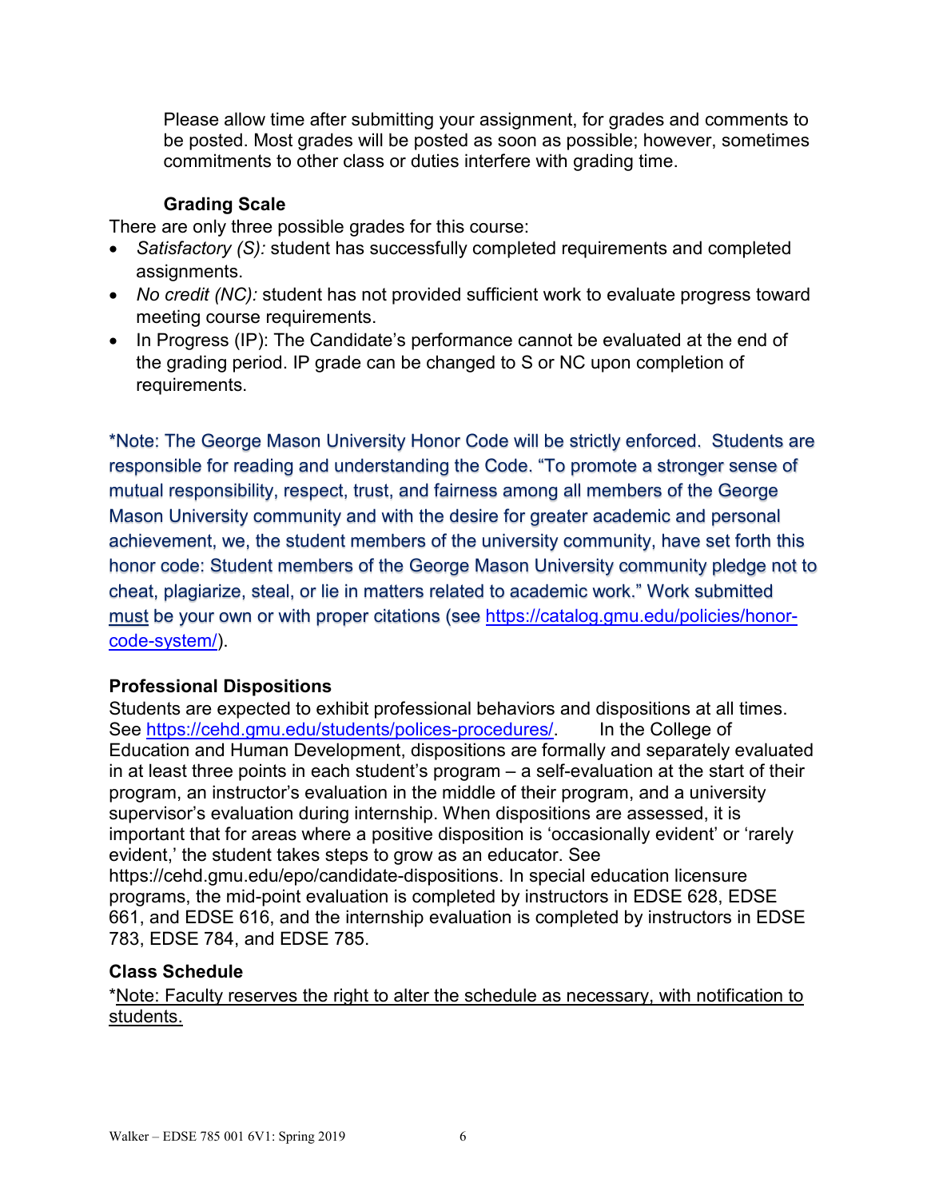Please allow time after submitting your assignment, for grades and comments to be posted. Most grades will be posted as soon as possible; however, sometimes commitments to other class or duties interfere with grading time.

### Grading Scale

There are only three possible grades for this course:

- *Satisfactory (S):* student has successfully completed requirements and completed assignments.
- *No credit (NC):* student has not provided sufficient work to evaluate progress toward meeting course requirements.
- In Progress (IP): The Candidate's performance cannot be evaluated at the end of the grading period. IP grade can be changed to S or NC upon completion of requirements.

*Note: The George Mason University Honor Code will be strictly enforced. Students are responsible for reading and understanding the Code. "To promote a stronger sense of mutual responsibility, respect, trust, and fairness among all members of the George Mason University community and with the desire for greater academic and personal achievement, we, the student members of the university community, have set forth this honor code: Student members of the George Mason University community pledge not to cheat, plagiarize, steal, or lie in matters related to academic work." Work submitted must be your own or with proper citations (see https://catalog.gmu.edu/policies/honor-code-system/).

### Professional Dispositions

Students are expected to exhibit professional behaviors and dispositions at all times. See https://cehd.gmu.edu/students/polices-procedures/. In the College of Education and Human Development, dispositions are formally and separately evaluated in at least three points in each student's program – a self-evaluation at the start of their program, an instructor's evaluation in the middle of their program, and a university supervisor's evaluation during internship. When dispositions are assessed, it is important that for areas where a positive disposition is 'occasionally evident' or 'rarely evident,' the student takes steps to grow as an educator. See https://cehd.gmu.edu/epo/candidate-dispositions. In special education licensure programs, the mid-point evaluation is completed by instructors in EDSE 628, EDSE 661, and EDSE 616, and the internship evaluation is completed by instructors in EDSE 783, EDSE 784, and EDSE 785.

### Class Schedule

*Note: Faculty reserves the right to alter the schedule as necessary, with notification to students.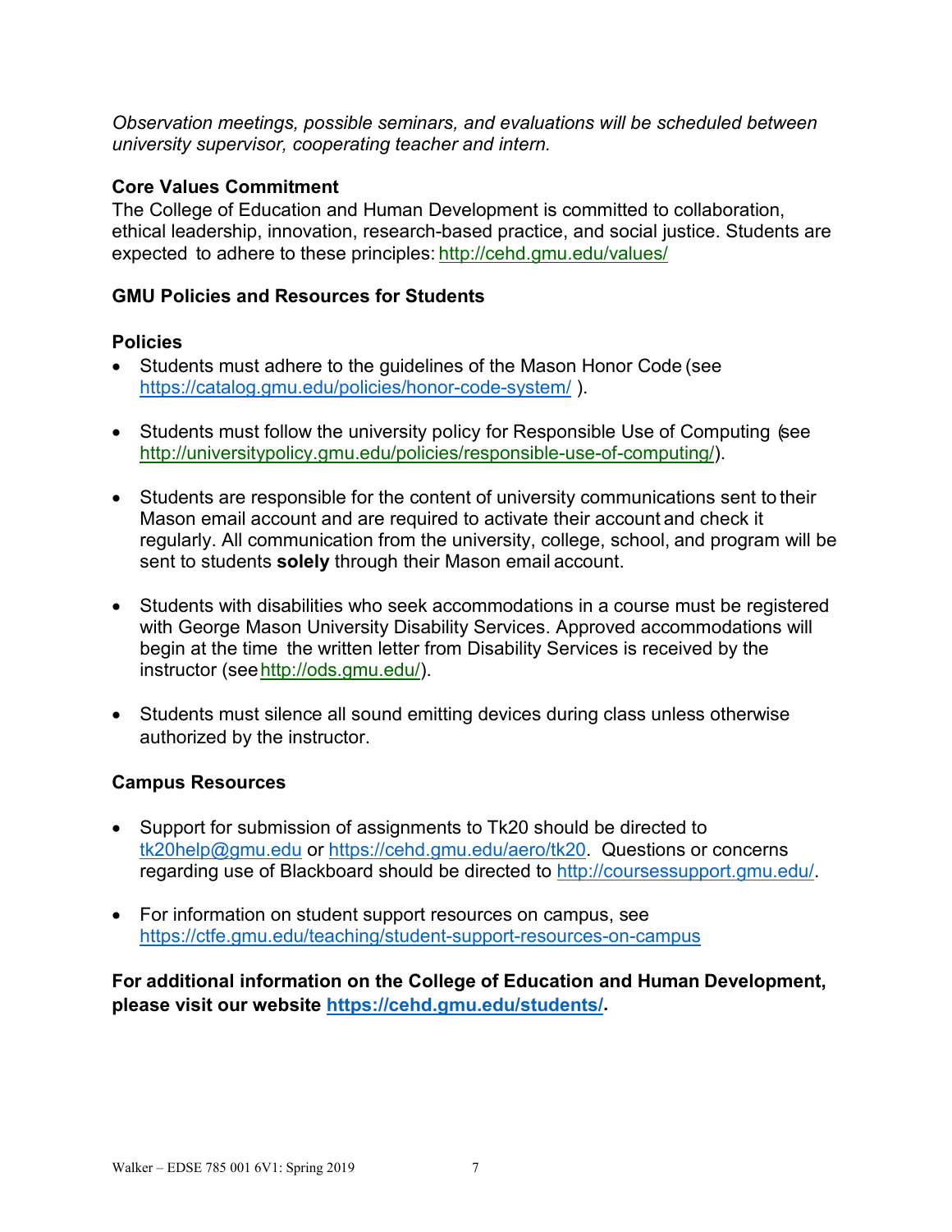*Observation meetings, possible seminars, and evaluations will be scheduled between university supervisor, cooperating teacher and intern.*

### Core Values Commitment

The College of Education and Human Development is committed to collaboration, ethical leadership, innovation, research-based practice, and social justice. Students are expected to adhere to these principles: http://cehd.gmu.edu/values/

### GMU Policies and Resources for Students

### Policies

- Students must adhere to the guidelines of the Mason Honor Code (see https://catalog.gmu.edu/policies/honor-code-system/ ).
- Students must follow the university policy for Responsible Use of Computing (see http://universitypolicy.gmu.edu/policies/responsible-use-of-computing/).
- Students are responsible for the content of university communications sent to their Mason email account and are required to activate their account and check it regularly. All communication from the university, college, school, and program will be sent to students **solely** through their Mason email account.
- Students with disabilities who seek accommodations in a course must be registered with George Mason University Disability Services. Approved accommodations will begin at the time the written letter from Disability Services is received by the instructor (see http://ods.gmu.edu/).
- Students must silence all sound emitting devices during class unless otherwise authorized by the instructor.

### Campus Resources

- Support for submission of assignments to Tk20 should be directed to tk20help@gmu.edu or https://cehd.gmu.edu/aero/tk20. Questions or concerns regarding use of Blackboard should be directed to http://coursessupport.gmu.edu/.
- For information on student support resources on campus, see https://ctfe.gmu.edu/teaching/student-support-resources-on-campus

**For additional information on the College of Education and Human Development, please visit our website https://cehd.gmu.edu/students/.**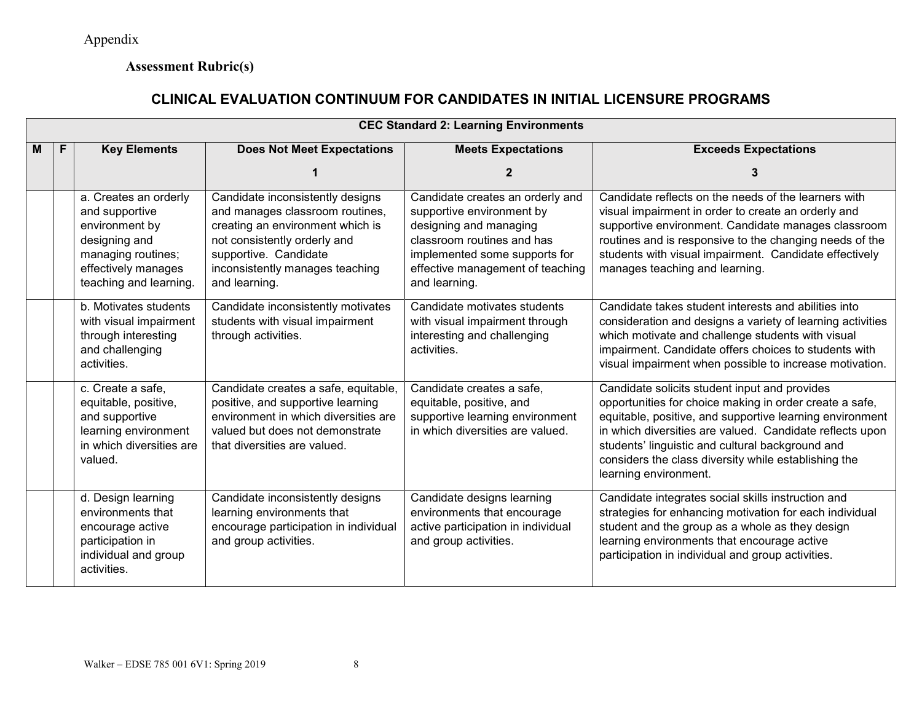Appendix

**Assessment Rubric(s)**

## CLINICAL EVALUATION CONTINUUM FOR CANDIDATES IN INITIAL LICENSURE PROGRAMS

| CEC Standard 2: Learning Environments | | | | | |
|---|---|---|---|---|---|
| **M** | **F** | **Key Elements** | **Does Not Meet Expectations**<br><br>**1** | **Meets Expectations**<br><br>**2** | **Exceeds Expectations**<br><br>**3** |
| | | a. Creates an orderly and supportive environment by designing and managing routines; effectively manages teaching and learning. | Candidate inconsistently designs and manages classroom routines, creating an environment which is not consistently orderly and supportive. Candidate inconsistently manages teaching and learning. | Candidate creates an orderly and supportive environment by designing and managing classroom routines and has implemented some supports for effective management of teaching and learning. | Candidate reflects on the needs of the learners with visual impairment in order to create an orderly and supportive environment. Candidate manages classroom routines and is responsive to the changing needs of the students with visual impairment. Candidate effectively manages teaching and learning. |
| | | b. Motivates students with visual impairment through interesting and challenging activities. | Candidate inconsistently motivates students with visual impairment through activities. | Candidate motivates students with visual impairment through interesting and challenging activities. | Candidate takes student interests and abilities into consideration and designs a variety of learning activities which motivate and challenge students with visual impairment. Candidate offers choices to students with visual impairment when possible to increase motivation. |
| | | c. Create a safe, equitable, positive, and supportive learning environment in which diversities are valued. | Candidate creates a safe, equitable, positive, and supportive learning environment in which diversities are valued but does not demonstrate that diversities are valued. | Candidate creates a safe, equitable, positive, and supportive learning environment in which diversities are valued. | Candidate solicits student input and provides opportunities for choice making in order create a safe, equitable, positive, and supportive learning environment in which diversities are valued. Candidate reflects upon students' linguistic and cultural background and considers the class diversity while establishing the learning environment. |
| | | d. Design learning environments that encourage active participation in individual and group activities. | Candidate inconsistently designs learning environments that encourage participation in individual and group activities. | Candidate designs learning environments that encourage active participation in individual and group activities. | Candidate integrates social skills instruction and strategies for enhancing motivation for each individual student and the group as a whole as they design learning environments that encourage active participation in individual and group activities. |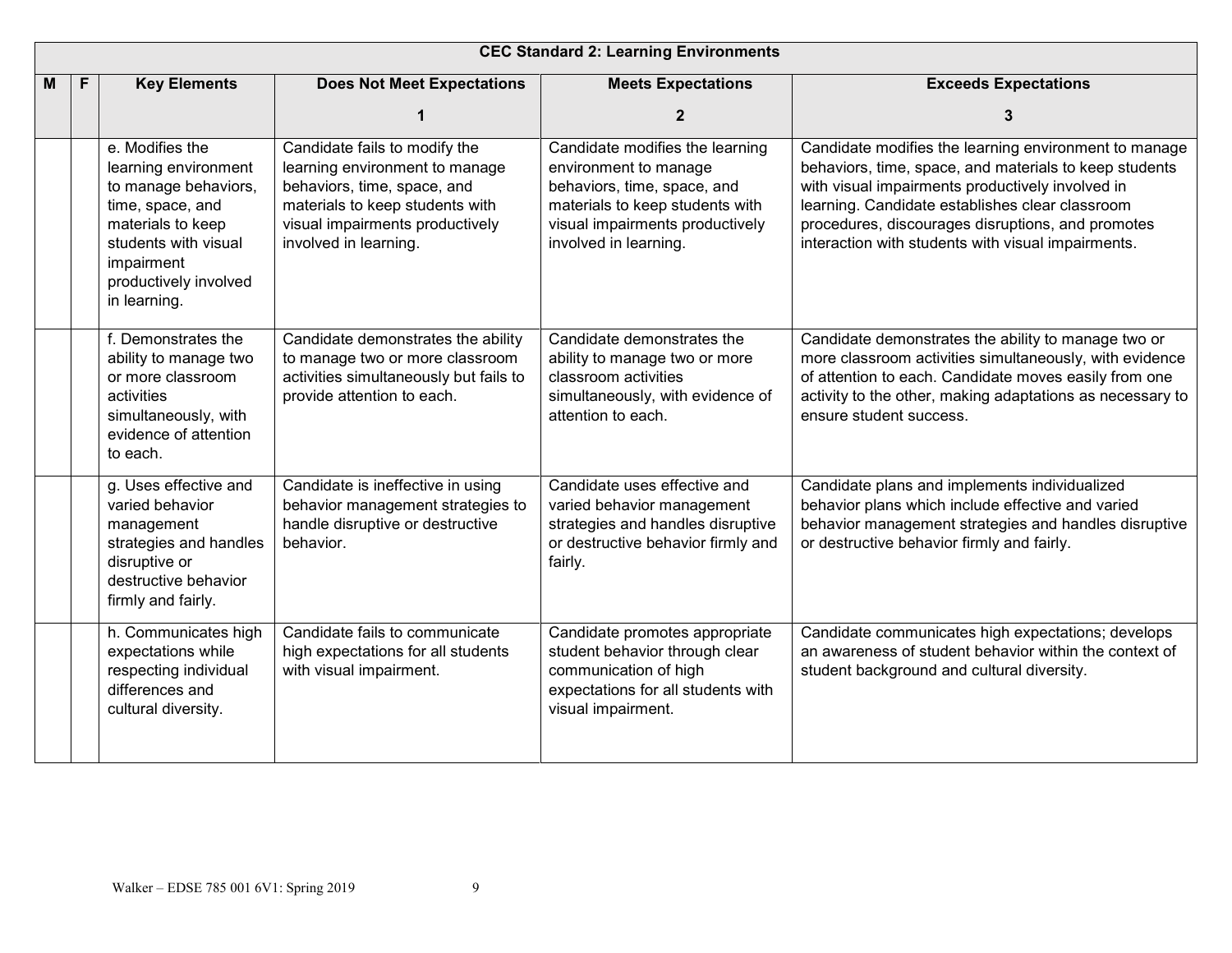| CEC Standard 2: Learning Environments | | | | | |
|---|---|---|---|---|---|
| M | F | Key Elements | Does Not Meet Expectations<br>1 | Meets Expectations<br>2 | Exceeds Expectations<br>3 |
| | | e. Modifies the learning environment to manage behaviors, time, space, and materials to keep students with visual impairment productively involved in learning. | Candidate fails to modify the learning environment to manage behaviors, time, space, and materials to keep students with visual impairments productively involved in learning. | Candidate modifies the learning environment to manage behaviors, time, space, and materials to keep students with visual impairments productively involved in learning. | Candidate modifies the learning environment to manage behaviors, time, space, and materials to keep students with visual impairments productively involved in learning. Candidate establishes clear classroom procedures, discourages disruptions, and promotes interaction with students with visual impairments. |
| | | f. Demonstrates the ability to manage two or more classroom activities simultaneously, with evidence of attention to each. | Candidate demonstrates the ability to manage two or more classroom activities simultaneously but fails to provide attention to each. | Candidate demonstrates the ability to manage two or more classroom activities simultaneously, with evidence of attention to each. | Candidate demonstrates the ability to manage two or more classroom activities simultaneously, with evidence of attention to each. Candidate moves easily from one activity to the other, making adaptations as necessary to ensure student success. |
| | | g. Uses effective and varied behavior management strategies and handles disruptive or destructive behavior firmly and fairly. | Candidate is ineffective in using behavior management strategies to handle disruptive or destructive behavior. | Candidate uses effective and varied behavior management strategies and handles disruptive or destructive behavior firmly and fairly. | Candidate plans and implements individualized behavior plans which include effective and varied behavior management strategies and handles disruptive or destructive behavior firmly and fairly. |
| | | h. Communicates high expectations while respecting individual differences and cultural diversity. | Candidate fails to communicate high expectations for all students with visual impairment. | Candidate promotes appropriate student behavior through clear communication of high expectations for all students with visual impairment. | Candidate communicates high expectations; develops an awareness of student behavior within the context of student background and cultural diversity. |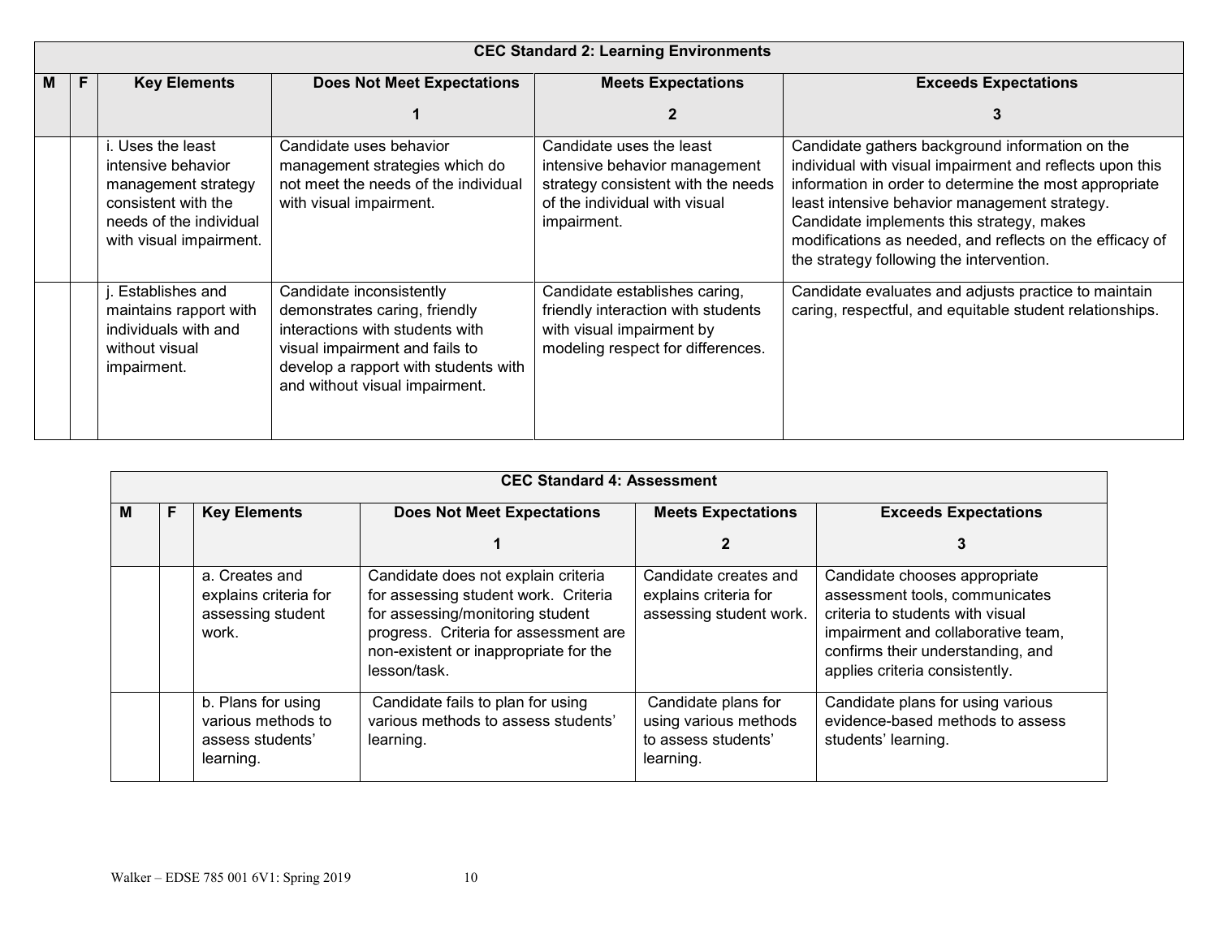| CEC Standard 2: Learning Environments | | | | | |
|---|---|---|---|---|---|
| **M** | **F** | **Key Elements** | **Does Not Meet Expectations**<br><br>**1** | **Meets Expectations**<br><br>**2** | **Exceeds Expectations**<br><br>**3** |
| | | i. Uses the least intensive behavior management strategy consistent with the needs of the individual with visual impairment. | Candidate uses behavior management strategies which do not meet the needs of the individual with visual impairment. | Candidate uses the least intensive behavior management strategy consistent with the needs of the individual with visual impairment. | Candidate gathers background information on the individual with visual impairment and reflects upon this information in order to determine the most appropriate least intensive behavior management strategy. Candidate implements this strategy, makes modifications as needed, and reflects on the efficacy of the strategy following the intervention. |
| | | j. Establishes and maintains rapport with individuals with and without visual impairment. | Candidate inconsistently demonstrates caring, friendly interactions with students with visual impairment and fails to develop a rapport with students with and without visual impairment. | Candidate establishes caring, friendly interaction with students with visual impairment by modeling respect for differences. | Candidate evaluates and adjusts practice to maintain caring, respectful, and equitable student relationships. |

| CEC Standard 4: Assessment | | | | | |
|---|---|---|---|---|---|
| **M** | **F** | **Key Elements** | **Does Not Meet Expectations**<br><br>**1** | **Meets Expectations**<br><br>**2** | **Exceeds Expectations**<br><br>**3** |
| | | a. Creates and explains criteria for assessing student work. | Candidate does not explain criteria for assessing student work. Criteria for assessing/monitoring student progress. Criteria for assessment are non-existent or inappropriate for the lesson/task. | Candidate creates and explains criteria for assessing student work. | Candidate chooses appropriate assessment tools, communicates criteria to students with visual impairment and collaborative team, confirms their understanding, and applies criteria consistently. |
| | | b. Plans for using various methods to assess students' learning. | Candidate fails to plan for using various methods to assess students' learning. | Candidate plans for using various methods to assess students' learning. | Candidate plans for using various evidence-based methods to assess students' learning. |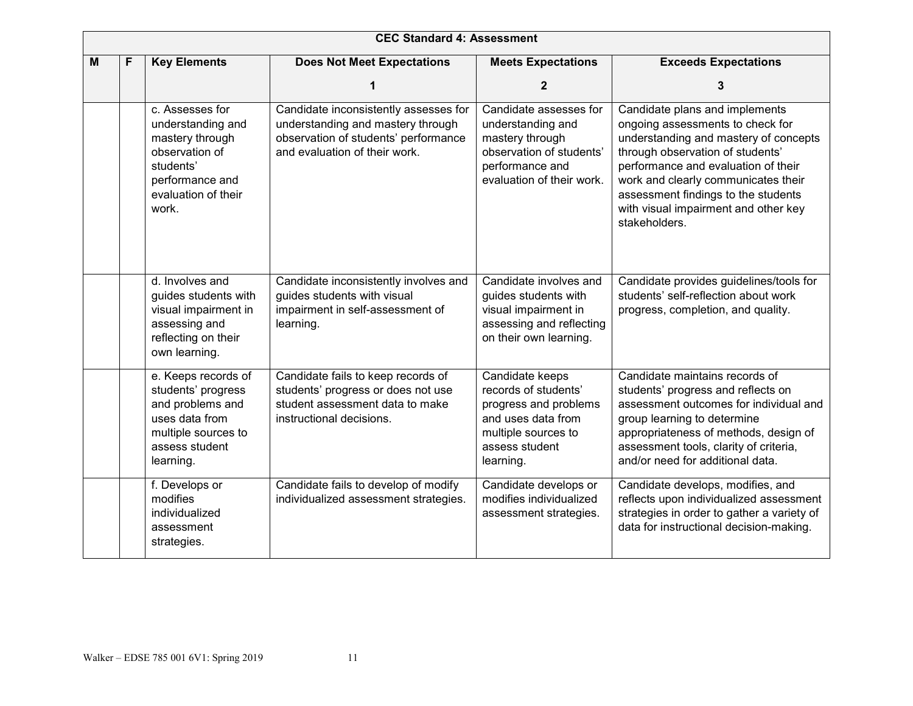| CEC Standard 4: Assessment | | | | | |
|---|---|---|---|---|---|
| **M** | **F** | **Key Elements** | **Does Not Meet Expectations**<br>**1** | **Meets Expectations**<br>**2** | **Exceeds Expectations**<br>**3** |
| | | c. Assesses for understanding and mastery through observation of students' performance and evaluation of their work. | Candidate inconsistently assesses for understanding and mastery through observation of students' performance and evaluation of their work. | Candidate assesses for understanding and mastery through observation of students' performance and evaluation of their work. | Candidate plans and implements ongoing assessments to check for understanding and mastery of concepts through observation of students' performance and evaluation of their work and clearly communicates their assessment findings to the students with visual impairment and other key stakeholders. |
| | | d. Involves and guides students with visual impairment in assessing and reflecting on their own learning. | Candidate inconsistently involves and guides students with visual impairment in self-assessment of learning. | Candidate involves and guides students with visual impairment in assessing and reflecting on their own learning. | Candidate provides guidelines/tools for students' self-reflection about work progress, completion, and quality. |
| | | e. Keeps records of students' progress and problems and uses data from multiple sources to assess student learning. | Candidate fails to keep records of students' progress or does not use student assessment data to make instructional decisions. | Candidate keeps records of students' progress and problems and uses data from multiple sources to assess student learning. | Candidate maintains records of students' progress and reflects on assessment outcomes for individual and group learning to determine appropriateness of methods, design of assessment tools, clarity of criteria, and/or need for additional data. |
| | | f. Develops or modifies individualized assessment strategies. | Candidate fails to develop of modify individualized assessment strategies. | Candidate develops or modifies individualized assessment strategies. | Candidate develops, modifies, and reflects upon individualized assessment strategies in order to gather a variety of data for instructional decision-making. |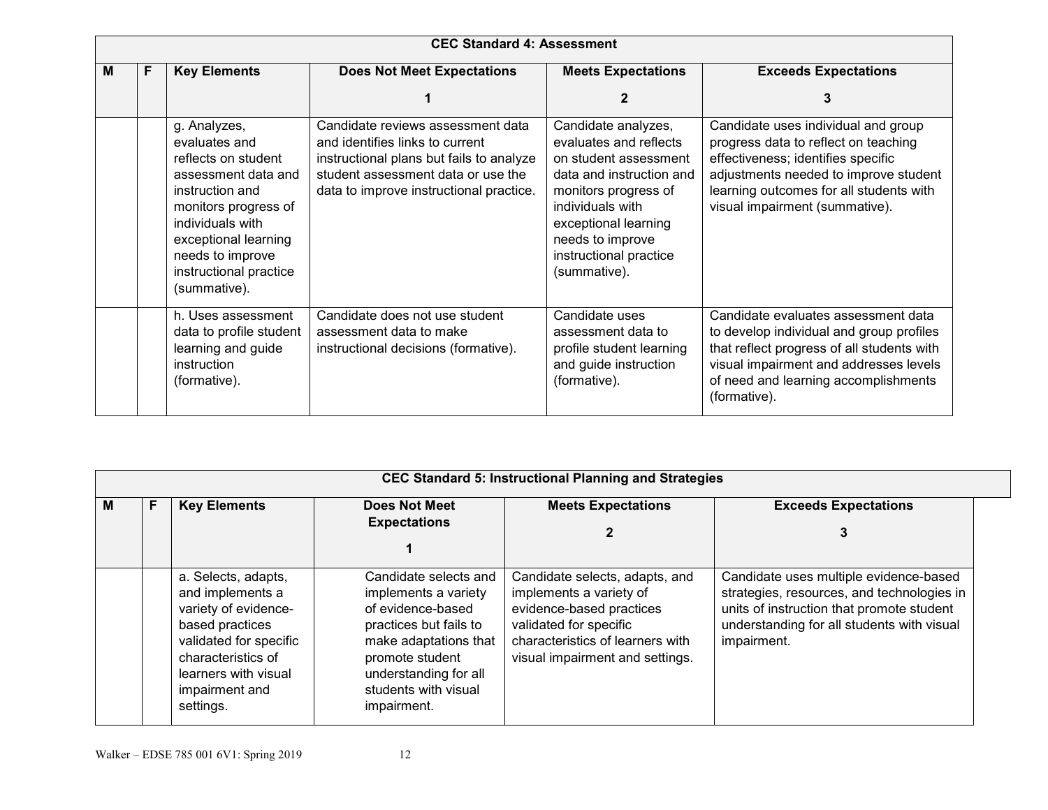| CEC Standard 4: Assessment | | | | | |
|---|---|---|---|---|---|
| **M** | **F** | **Key Elements** | **Does Not Meet Expectations**<br><br>**1** | **Meets Expectations**<br><br>**2** | **Exceeds Expectations**<br><br>**3** |
| | | g. Analyzes, evaluates and reflects on student assessment data and instruction and monitors progress of individuals with exceptional learning needs to improve instructional practice (summative). | Candidate reviews assessment data and identifies links to current instructional plans but fails to analyze student assessment data or use the data to improve instructional practice. | Candidate analyzes, evaluates and reflects on student assessment data and instruction and monitors progress of individuals with exceptional learning needs to improve instructional practice (summative). | Candidate uses individual and group progress data to reflect on teaching effectiveness; identifies specific adjustments needed to improve student learning outcomes for all students with visual impairment (summative). |
| | | h. Uses assessment data to profile student learning and guide instruction (formative). | Candidate does not use student assessment data to make instructional decisions (formative). | Candidate uses assessment data to profile student learning and guide instruction (formative). | Candidate evaluates assessment data to develop individual and group profiles that reflect progress of all students with visual impairment and addresses levels of need and learning accomplishments (formative). |

| CEC Standard 5: Instructional Planning and Strategies | | | | | |
|---|---|---|---|---|---|
| **M** | **F** | **Key Elements** | **Does Not Meet Expectations**<br><br>**1** | **Meets Expectations**<br><br>**2** | **Exceeds Expectations**<br><br>**3** |
| | | a. Selects, adapts, and implements a variety of evidence-based practices validated for specific characteristics of learners with visual impairment and settings. | Candidate selects and implements a variety of evidence-based practices but fails to make adaptations that promote student understanding for all students with visual impairment. | Candidate selects, adapts, and implements a variety of evidence-based practices validated for specific characteristics of learners with visual impairment and settings. | Candidate uses multiple evidence-based strategies, resources, and technologies in units of instruction that promote student understanding for all students with visual impairment. |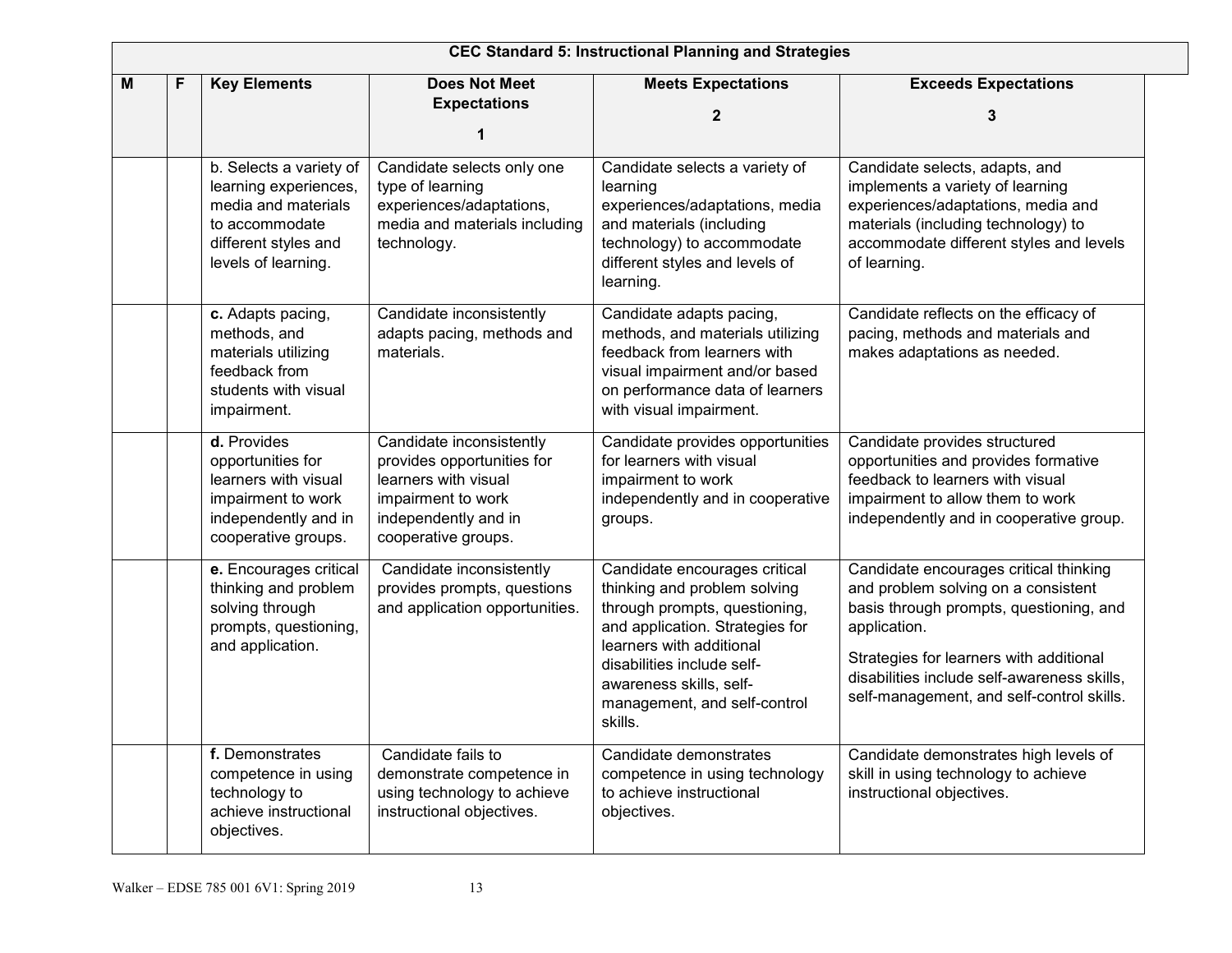| CEC Standard 5: Instructional Planning and Strategies | | | | | |
|---|---|---|---|---|---|
| **M** | **F** | **Key Elements** | **Does Not Meet Expectations**<br><br>**1** | **Meets Expectations**<br><br>**2** | **Exceeds Expectations**<br><br>**3** |
| | | b. Selects a variety of learning experiences, media and materials to accommodate different styles and levels of learning. | Candidate selects only one type of learning experiences/adaptations, media and materials including technology. | Candidate selects a variety of learning experiences/adaptations, media and materials (including technology) to accommodate different styles and levels of learning. | Candidate selects, adapts, and implements a variety of learning experiences/adaptations, media and materials (including technology) to accommodate different styles and levels of learning. |
| | | **c.** Adapts pacing, methods, and materials utilizing feedback from students with visual impairment. | Candidate inconsistently adapts pacing, methods and materials. | Candidate adapts pacing, methods, and materials utilizing feedback from learners with visual impairment and/or based on performance data of learners with visual impairment. | Candidate reflects on the efficacy of pacing, methods and materials and makes adaptations as needed. |
| | | **d.** Provides opportunities for learners with visual impairment to work independently and in cooperative groups. | Candidate inconsistently provides opportunities for learners with visual impairment to work independently and in cooperative groups. | Candidate provides opportunities for learners with visual impairment to work independently and in cooperative groups. | Candidate provides structured opportunities and provides formative feedback to learners with visual impairment to allow them to work independently and in cooperative group. |
| | | **e.** Encourages critical thinking and problem solving through prompts, questioning, and application. | Candidate inconsistently provides prompts, questions and application opportunities. | Candidate encourages critical thinking and problem solving through prompts, questioning, and application. Strategies for learners with additional disabilities include self-awareness skills, self-management, and self-control skills. | Candidate encourages critical thinking and problem solving on a consistent basis through prompts, questioning, and application.<br><br>Strategies for learners with additional disabilities include self-awareness skills, self-management, and self-control skills. |
| | | **f.** Demonstrates competence in using technology to achieve instructional objectives. | Candidate fails to demonstrate competence in using technology to achieve instructional objectives. | Candidate demonstrates competence in using technology to achieve instructional objectives. | Candidate demonstrates high levels of skill in using technology to achieve instructional objectives. |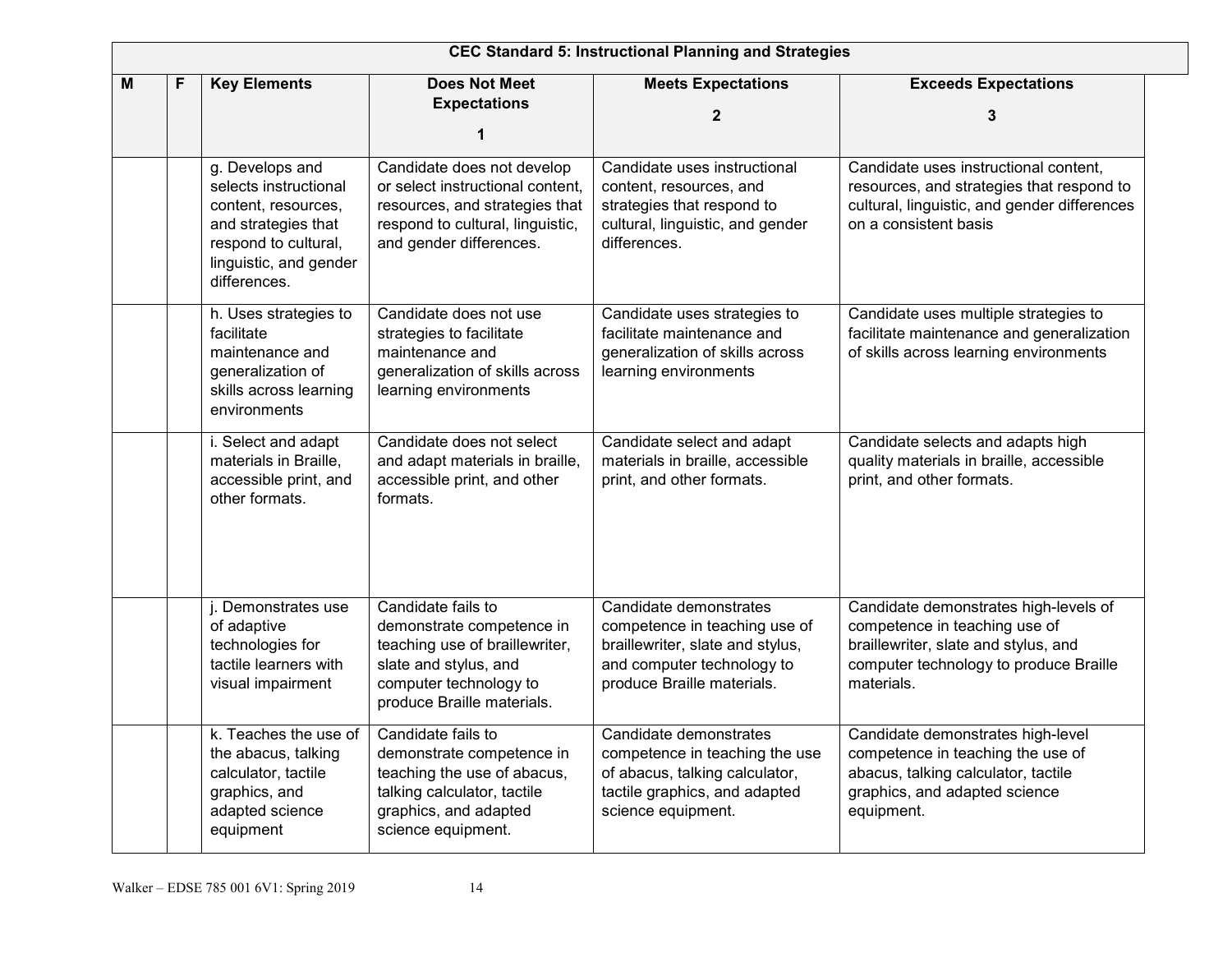| CEC Standard 5: Instructional Planning and Strategies | | | | | |
|---|---|---|---|---|---|
| **M** | **F** | **Key Elements** | **Does Not Meet Expectations 1** | **Meets Expectations 2** | **Exceeds Expectations 3** |
| | | g. Develops and selects instructional content, resources, and strategies that respond to cultural, linguistic, and gender differences. | Candidate does not develop or select instructional content, resources, and strategies that respond to cultural, linguistic, and gender differences. | Candidate uses instructional content, resources, and strategies that respond to cultural, linguistic, and gender differences. | Candidate uses instructional content, resources, and strategies that respond to cultural, linguistic, and gender differences on a consistent basis |
| | | h. Uses strategies to facilitate maintenance and generalization of skills across learning environments | Candidate does not use strategies to facilitate maintenance and generalization of skills across learning environments | Candidate uses strategies to facilitate maintenance and generalization of skills across learning environments | Candidate uses multiple strategies to facilitate maintenance and generalization of skills across learning environments |
| | | i. Select and adapt materials in Braille, accessible print, and other formats. | Candidate does not select and adapt materials in braille, accessible print, and other formats. | Candidate select and adapt materials in braille, accessible print, and other formats. | Candidate selects and adapts high quality materials in braille, accessible print, and other formats. |
| | | j. Demonstrates use of adaptive technologies for tactile learners with visual impairment | Candidate fails to demonstrate competence in teaching use of braillewriter, slate and stylus, and computer technology to produce Braille materials. | Candidate demonstrates competence in teaching use of braillewriter, slate and stylus, and computer technology to produce Braille materials. | Candidate demonstrates high-levels of competence in teaching use of braillewriter, slate and stylus, and computer technology to produce Braille materials. |
| | | k. Teaches the use of the abacus, talking calculator, tactile graphics, and adapted science equipment | Candidate fails to demonstrate competence in teaching the use of abacus, talking calculator, tactile graphics, and adapted science equipment. | Candidate demonstrates competence in teaching the use of abacus, talking calculator, tactile graphics, and adapted science equipment. | Candidate demonstrates high-level competence in teaching the use of abacus, talking calculator, tactile graphics, and adapted science equipment. |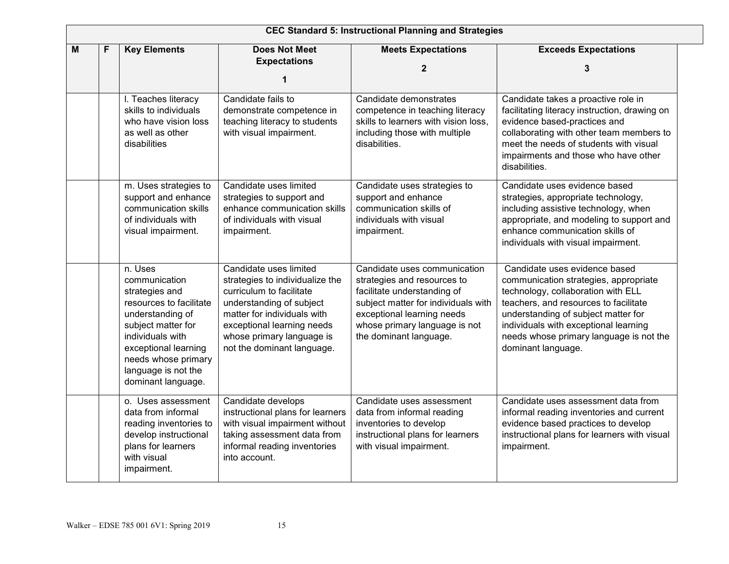| CEC Standard 5: Instructional Planning and Strategies | | | | | |
|---|---|---|---|---|---|
| **M** | **F** | **Key Elements** | **Does Not Meet Expectations 1** | **Meets Expectations 2** | **Exceeds Expectations 3** |
| | | l. Teaches literacy skills to individuals who have vision loss as well as other disabilities | Candidate fails to demonstrate competence in teaching literacy to students with visual impairment. | Candidate demonstrates competence in teaching literacy skills to learners with vision loss, including those with multiple disabilities. | Candidate takes a proactive role in facilitating literacy instruction, drawing on evidence based-practices and collaborating with other team members to meet the needs of students with visual impairments and those who have other disabilities. |
| | | m. Uses strategies to support and enhance communication skills of individuals with visual impairment. | Candidate uses limited strategies to support and enhance communication skills of individuals with visual impairment. | Candidate uses strategies to support and enhance communication skills of individuals with visual impairment. | Candidate uses evidence based strategies, appropriate technology, including assistive technology, when appropriate, and modeling to support and enhance communication skills of individuals with visual impairment. |
| | | n. Uses communication strategies and resources to facilitate understanding of subject matter for individuals with exceptional learning needs whose primary language is not the dominant language. | Candidate uses limited strategies to individualize the curriculum to facilitate understanding of subject matter for individuals with exceptional learning needs whose primary language is not the dominant language. | Candidate uses communication strategies and resources to facilitate understanding of subject matter for individuals with exceptional learning needs whose primary language is not the dominant language. | Candidate uses evidence based communication strategies, appropriate technology, collaboration with ELL teachers, and resources to facilitate understanding of subject matter for individuals with exceptional learning needs whose primary language is not the dominant language. |
| | | o. Uses assessment data from informal reading inventories to develop instructional plans for learners with visual impairment. | Candidate develops instructional plans for learners with visual impairment without taking assessment data from informal reading inventories into account. | Candidate uses assessment data from informal reading inventories to develop instructional plans for learners with visual impairment. | Candidate uses assessment data from informal reading inventories and current evidence based practices to develop instructional plans for learners with visual impairment. |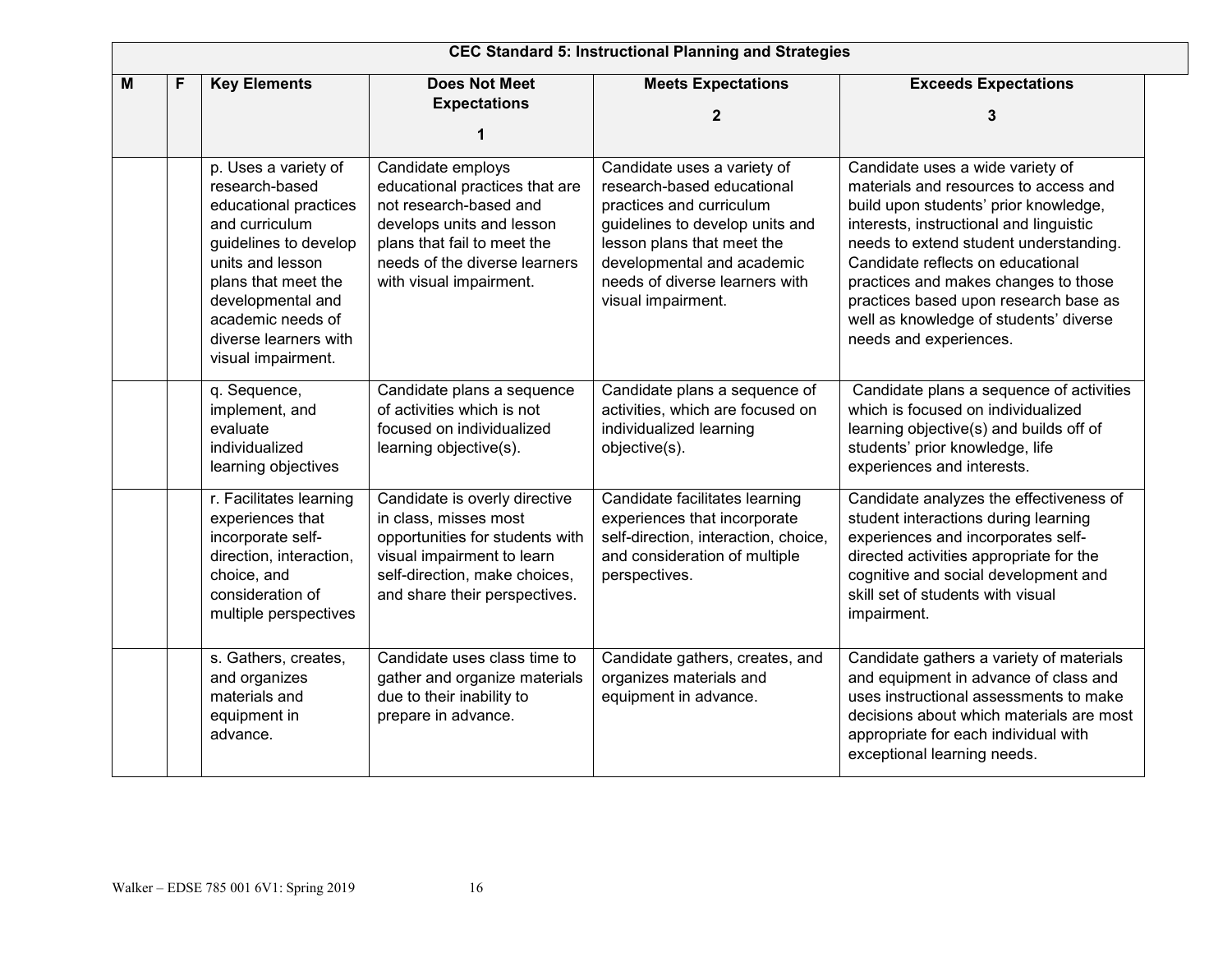| CEC Standard 5: Instructional Planning and Strategies | | | | | |
|---|---|---|---|---|---|
| **M** | **F** | **Key Elements** | **Does Not Meet Expectations 1** | **Meets Expectations 2** | **Exceeds Expectations 3** |
| | | p. Uses a variety of research-based educational practices and curriculum guidelines to develop units and lesson plans that meet the developmental and academic needs of diverse learners with visual impairment. | Candidate employs educational practices that are not research-based and develops units and lesson plans that fail to meet the needs of the diverse learners with visual impairment. | Candidate uses a variety of research-based educational practices and curriculum guidelines to develop units and lesson plans that meet the developmental and academic needs of diverse learners with visual impairment. | Candidate uses a wide variety of materials and resources to access and build upon students' prior knowledge, interests, instructional and linguistic needs to extend student understanding. Candidate reflects on educational practices and makes changes to those practices based upon research base as well as knowledge of students' diverse needs and experiences. |
| | | q. Sequence, implement, and evaluate individualized learning objectives | Candidate plans a sequence of activities which is not focused on individualized learning objective(s). | Candidate plans a sequence of activities, which are focused on individualized learning objective(s). | Candidate plans a sequence of activities which is focused on individualized learning objective(s) and builds off of students' prior knowledge, life experiences and interests. |
| | | r. Facilitates learning experiences that incorporate self-direction, interaction, choice, and consideration of multiple perspectives | Candidate is overly directive in class, misses most opportunities for students with visual impairment to learn self-direction, make choices, and share their perspectives. | Candidate facilitates learning experiences that incorporate self-direction, interaction, choice, and consideration of multiple perspectives. | Candidate analyzes the effectiveness of student interactions during learning experiences and incorporates self-directed activities appropriate for the cognitive and social development and skill set of students with visual impairment. |
| | | s. Gathers, creates, and organizes materials and equipment in advance. | Candidate uses class time to gather and organize materials due to their inability to prepare in advance. | Candidate gathers, creates, and organizes materials and equipment in advance. | Candidate gathers a variety of materials and equipment in advance of class and uses instructional assessments to make decisions about which materials are most appropriate for each individual with exceptional learning needs. |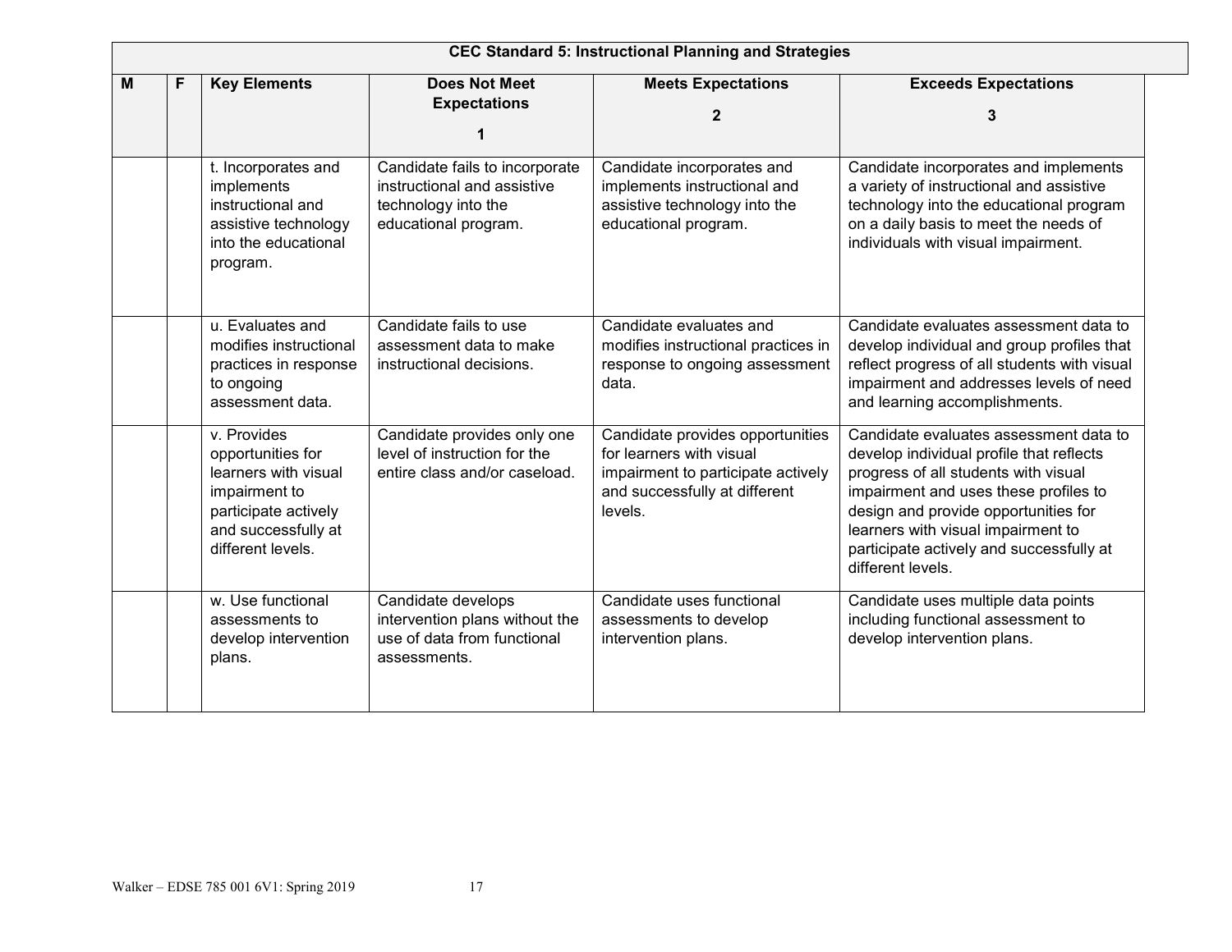| CEC Standard 5: Instructional Planning and Strategies | | | | | |
|---|---|---|---|---|---|
| **M** | **F** | **Key Elements** | **Does Not Meet Expectations 1** | **Meets Expectations 2** | **Exceeds Expectations 3** |
| | | t. Incorporates and implements instructional and assistive technology into the educational program. | Candidate fails to incorporate instructional and assistive technology into the educational program. | Candidate incorporates and implements instructional and assistive technology into the educational program. | Candidate incorporates and implements a variety of instructional and assistive technology into the educational program on a daily basis to meet the needs of individuals with visual impairment. |
| | | u. Evaluates and modifies instructional practices in response to ongoing assessment data. | Candidate fails to use assessment data to make instructional decisions. | Candidate evaluates and modifies instructional practices in response to ongoing assessment data. | Candidate evaluates assessment data to develop individual and group profiles that reflect progress of all students with visual impairment and addresses levels of need and learning accomplishments. |
| | | v. Provides opportunities for learners with visual impairment to participate actively and successfully at different levels. | Candidate provides only one level of instruction for the entire class and/or caseload. | Candidate provides opportunities for learners with visual impairment to participate actively and successfully at different levels. | Candidate evaluates assessment data to develop individual profile that reflects progress of all students with visual impairment and uses these profiles to design and provide opportunities for learners with visual impairment to participate actively and successfully at different levels. |
| | | w. Use functional assessments to develop intervention plans. | Candidate develops intervention plans without the use of data from functional assessments. | Candidate uses functional assessments to develop intervention plans. | Candidate uses multiple data points including functional assessment to develop intervention plans. |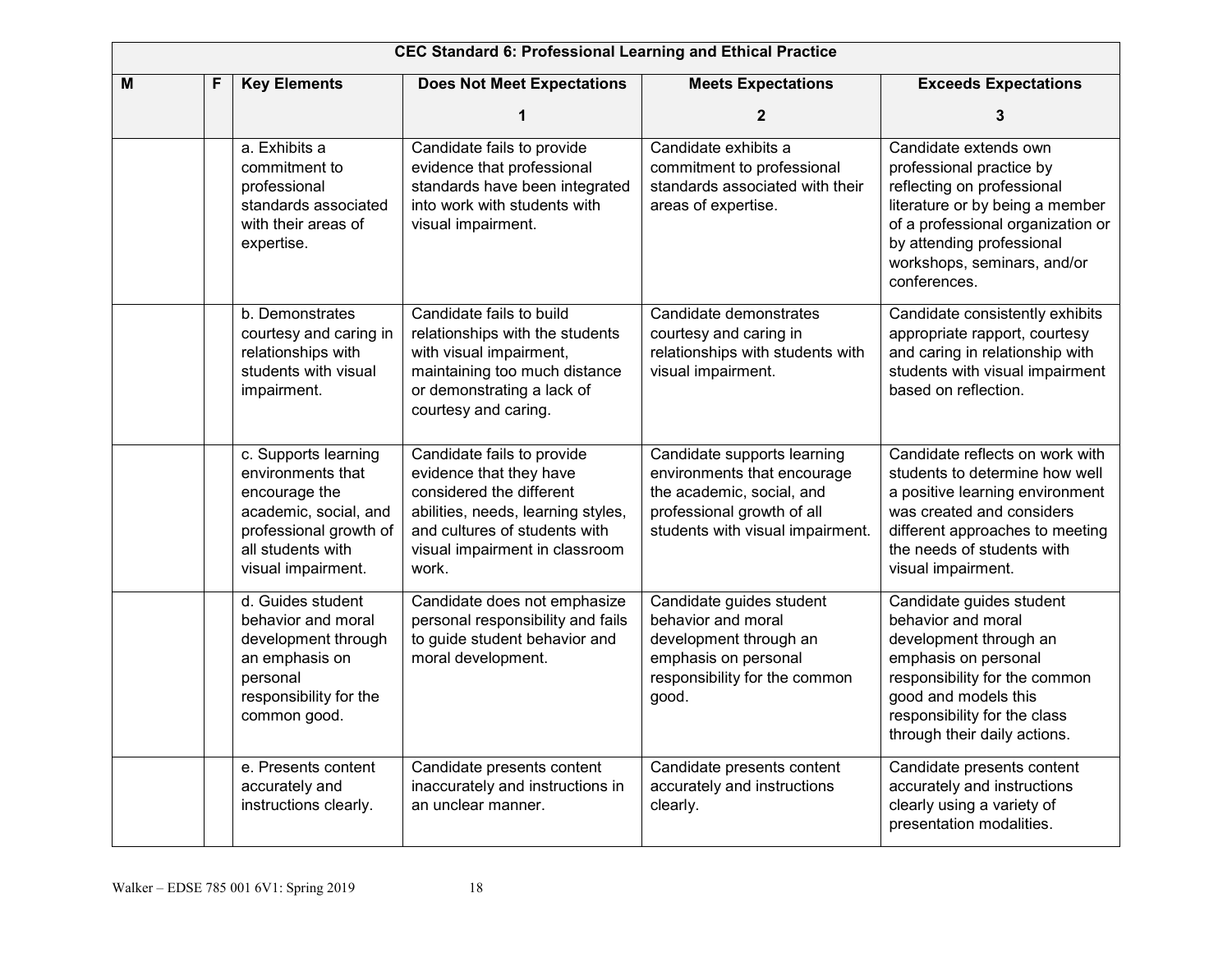| CEC Standard 6: Professional Learning and Ethical Practice | | | | | |
|---|---|---|---|---|---|
| **M** | **F** | **Key Elements** | **Does Not Meet Expectations**<br>**1** | **Meets Expectations**<br>**2** | **Exceeds Expectations**<br>**3** |
| | | a. Exhibits a commitment to professional standards associated with their areas of expertise. | Candidate fails to provide evidence that professional standards have been integrated into work with students with visual impairment. | Candidate exhibits a commitment to professional standards associated with their areas of expertise. | Candidate extends own professional practice by reflecting on professional literature or by being a member of a professional organization or by attending professional workshops, seminars, and/or conferences. |
| | | b. Demonstrates courtesy and caring in relationships with students with visual impairment. | Candidate fails to build relationships with the students with visual impairment, maintaining too much distance or demonstrating a lack of courtesy and caring. | Candidate demonstrates courtesy and caring in relationships with students with visual impairment. | Candidate consistently exhibits appropriate rapport, courtesy and caring in relationship with students with visual impairment based on reflection. |
| | | c. Supports learning environments that encourage the academic, social, and professional growth of all students with visual impairment. | Candidate fails to provide evidence that they have considered the different abilities, needs, learning styles, and cultures of students with visual impairment in classroom work. | Candidate supports learning environments that encourage the academic, social, and professional growth of all students with visual impairment. | Candidate reflects on work with students to determine how well a positive learning environment was created and considers different approaches to meeting the needs of students with visual impairment. |
| | | d. Guides student behavior and moral development through an emphasis on personal responsibility for the common good. | Candidate does not emphasize personal responsibility and fails to guide student behavior and moral development. | Candidate guides student behavior and moral development through an emphasis on personal responsibility for the common good. | Candidate guides student behavior and moral development through an emphasis on personal responsibility for the common good and models this responsibility for the class through their daily actions. |
| | | e. Presents content accurately and instructions clearly. | Candidate presents content inaccurately and instructions in an unclear manner. | Candidate presents content accurately and instructions clearly. | Candidate presents content accurately and instructions clearly using a variety of presentation modalities. |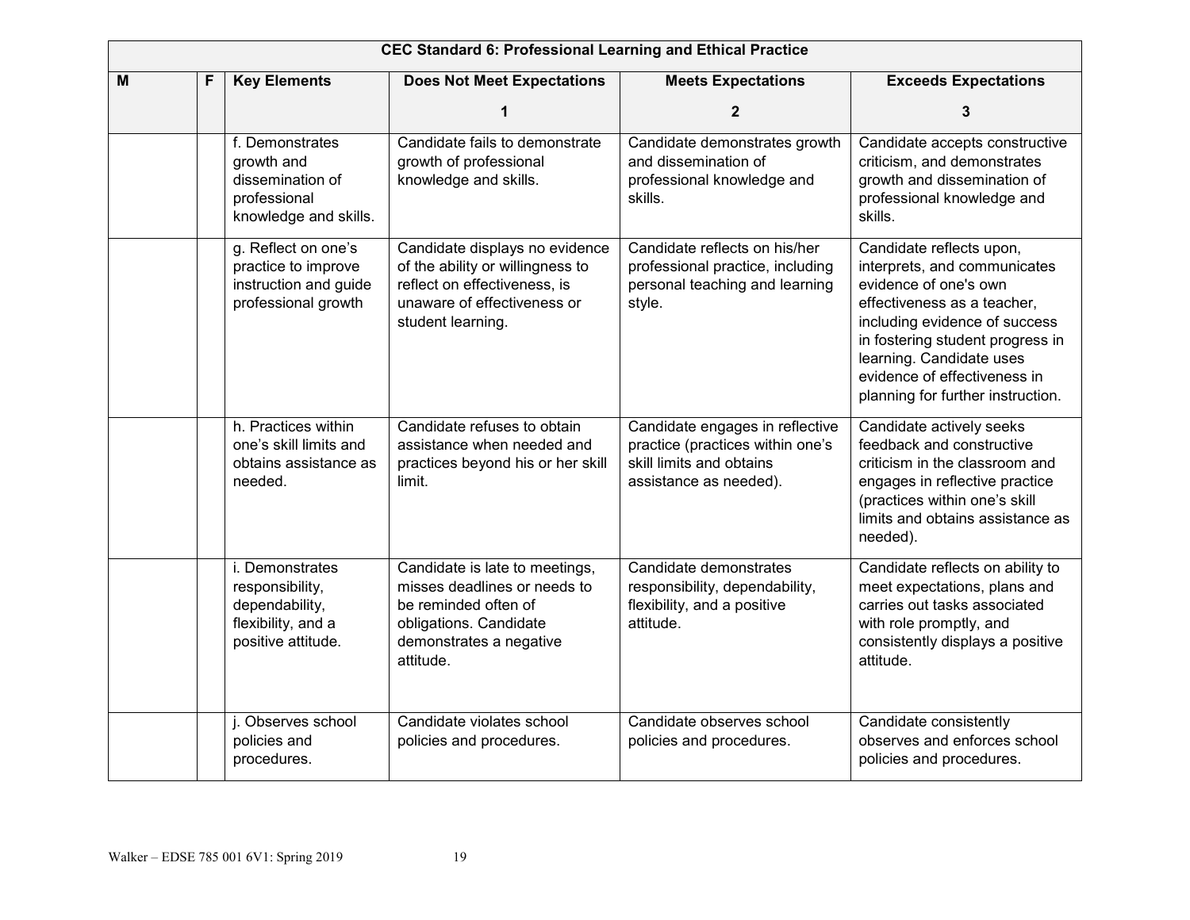| CEC Standard 6: Professional Learning and Ethical Practice | | | | | |
|---|---|---|---|---|---|
| **M** | **F** | **Key Elements** | **Does Not Meet Expectations**<br><br>**1** | **Meets Expectations**<br><br>**2** | **Exceeds Expectations**<br><br>**3** |
| | | f. Demonstrates growth and dissemination of professional knowledge and skills. | Candidate fails to demonstrate growth of professional knowledge and skills. | Candidate demonstrates growth and dissemination of professional knowledge and skills. | Candidate accepts constructive criticism, and demonstrates growth and dissemination of professional knowledge and skills. |
| | | g. Reflect on one's practice to improve instruction and guide professional growth | Candidate displays no evidence of the ability or willingness to reflect on effectiveness, is unaware of effectiveness or student learning. | Candidate reflects on his/her professional practice, including personal teaching and learning style. | Candidate reflects upon, interprets, and communicates evidence of one's own effectiveness as a teacher, including evidence of success in fostering student progress in learning. Candidate uses evidence of effectiveness in planning for further instruction. |
| | | h. Practices within one's skill limits and obtains assistance as needed. | Candidate refuses to obtain assistance when needed and practices beyond his or her skill limit. | Candidate engages in reflective practice (practices within one's skill limits and obtains assistance as needed). | Candidate actively seeks feedback and constructive criticism in the classroom and engages in reflective practice (practices within one's skill limits and obtains assistance as needed). |
| | | i. Demonstrates responsibility, dependability, flexibility, and a positive attitude. | Candidate is late to meetings, misses deadlines or needs to be reminded often of obligations. Candidate demonstrates a negative attitude. | Candidate demonstrates responsibility, dependability, flexibility, and a positive attitude. | Candidate reflects on ability to meet expectations, plans and carries out tasks associated with role promptly, and consistently displays a positive attitude. |
| | | j. Observes school policies and procedures. | Candidate violates school policies and procedures. | Candidate observes school policies and procedures. | Candidate consistently observes and enforces school policies and procedures. |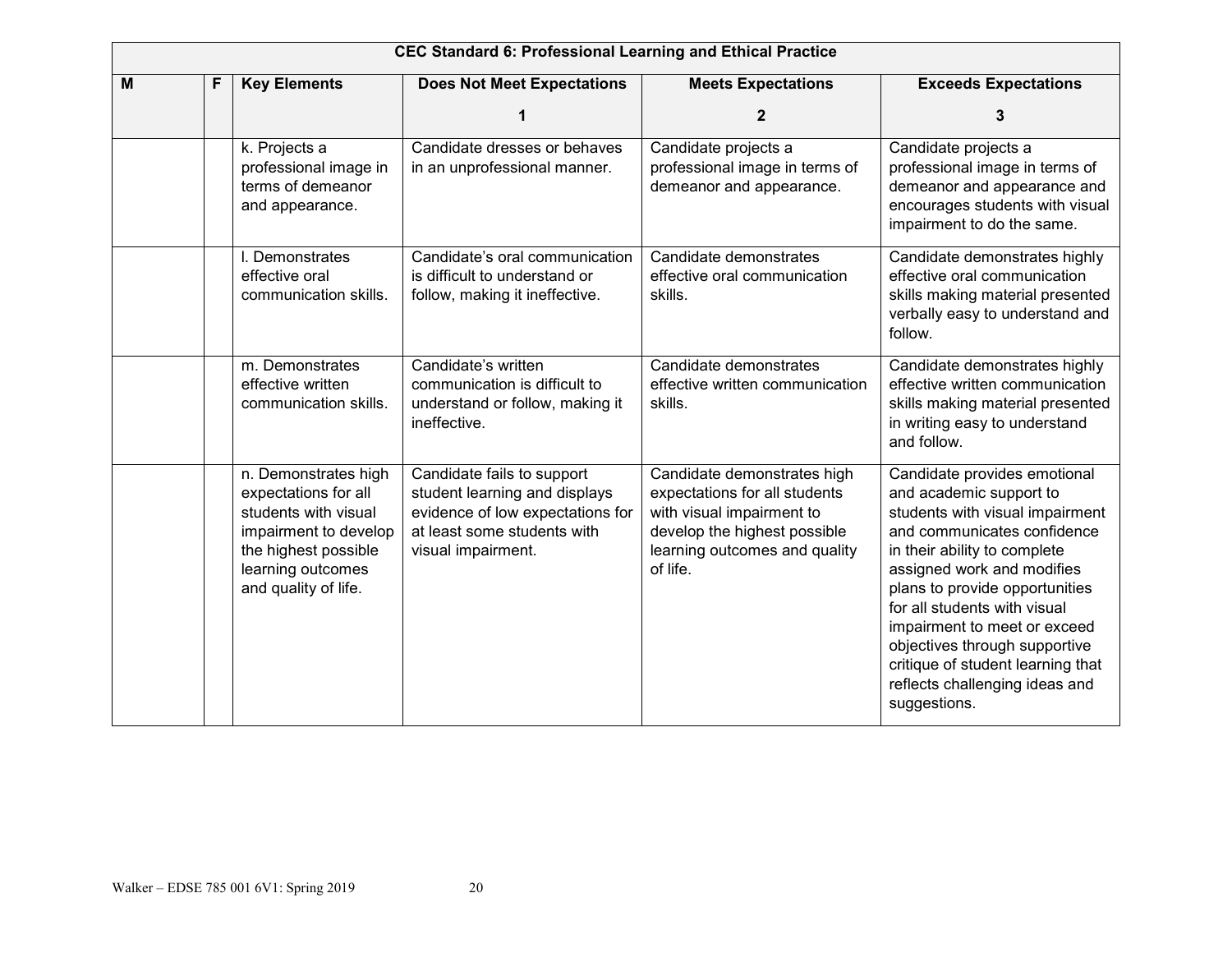| CEC Standard 6: Professional Learning and Ethical Practice | | | | | |
|---|---|---|---|---|---|
| **M** | **F** | **Key Elements** | **Does Not Meet Expectations**<br>**1** | **Meets Expectations**<br>**2** | **Exceeds Expectations**<br>**3** |
| | | k. Projects a professional image in terms of demeanor and appearance. | Candidate dresses or behaves in an unprofessional manner. | Candidate projects a professional image in terms of demeanor and appearance. | Candidate projects a professional image in terms of demeanor and appearance and encourages students with visual impairment to do the same. |
| | | l. Demonstrates effective oral communication skills. | Candidate's oral communication is difficult to understand or follow, making it ineffective. | Candidate demonstrates effective oral communication skills. | Candidate demonstrates highly effective oral communication skills making material presented verbally easy to understand and follow. |
| | | m. Demonstrates effective written communication skills. | Candidate's written communication is difficult to understand or follow, making it ineffective. | Candidate demonstrates effective written communication skills. | Candidate demonstrates highly effective written communication skills making material presented in writing easy to understand and follow. |
| | | n. Demonstrates high expectations for all students with visual impairment to develop the highest possible learning outcomes and quality of life. | Candidate fails to support student learning and displays evidence of low expectations for at least some students with visual impairment. | Candidate demonstrates high expectations for all students with visual impairment to develop the highest possible learning outcomes and quality of life. | Candidate provides emotional and academic support to students with visual impairment and communicates confidence in their ability to complete assigned work and modifies plans to provide opportunities for all students with visual impairment to meet or exceed objectives through supportive critique of student learning that reflects challenging ideas and suggestions. |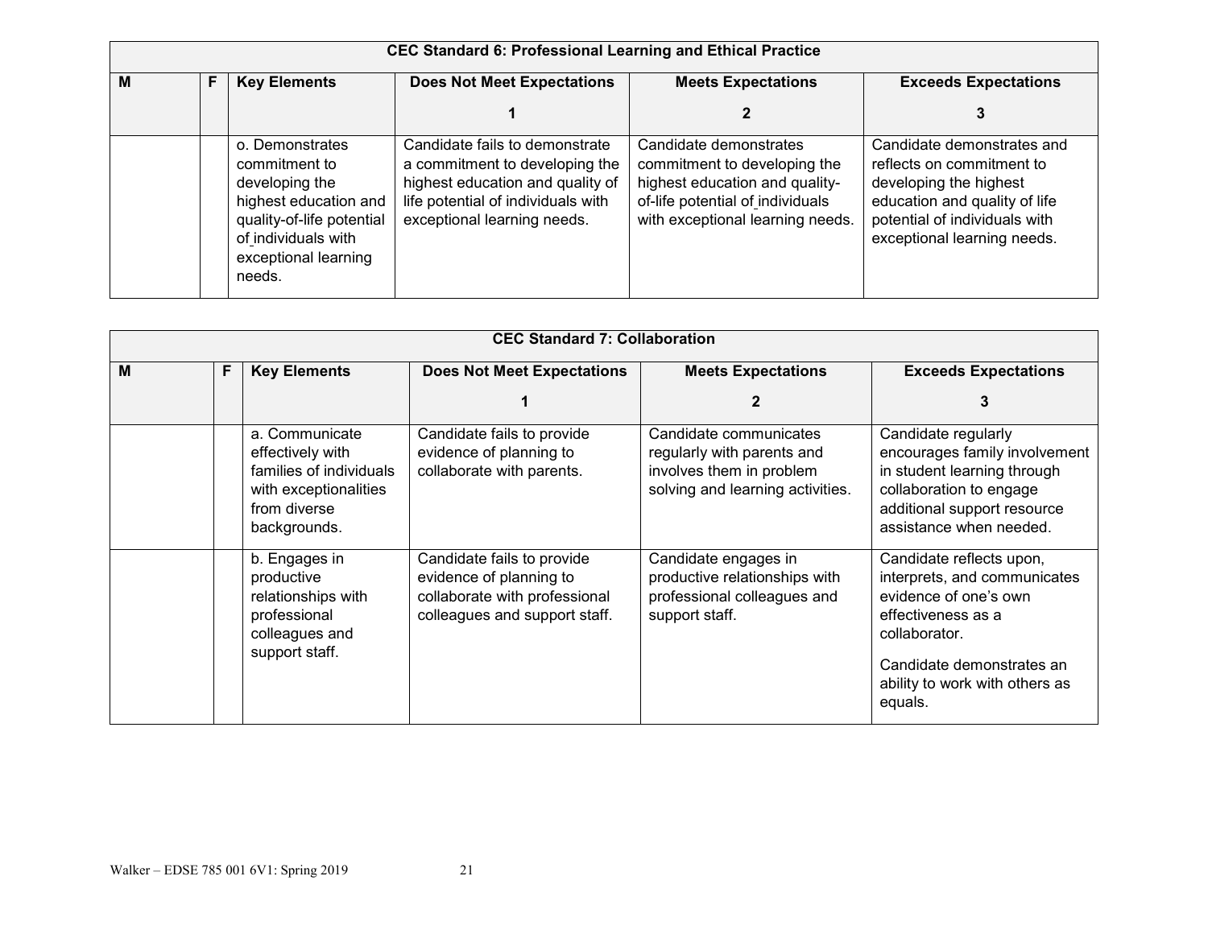| CEC Standard 6: Professional Learning and Ethical Practice | | | | | |
|---|---|---|---|---|---|
| **M** | **F** | **Key Elements** | **Does Not Meet Expectations**<br>**1** | **Meets Expectations**<br>**2** | **Exceeds Expectations**<br>**3** |
| | | o. Demonstrates commitment to developing the highest education and quality-of-life potential of individuals with exceptional learning needs. | Candidate fails to demonstrate a commitment to developing the highest education and quality of life potential of individuals with exceptional learning needs. | Candidate demonstrates commitment to developing the highest education and quality-of-life potential of individuals with exceptional learning needs. | Candidate demonstrates and reflects on commitment to developing the highest education and quality of life potential of individuals with exceptional learning needs. |

| CEC Standard 7: Collaboration | | | | | |
|---|---|---|---|---|---|
| **M** | **F** | **Key Elements** | **Does Not Meet Expectations**<br>**1** | **Meets Expectations**<br>**2** | **Exceeds Expectations**<br>**3** |
| | | a. Communicate effectively with families of individuals with exceptionalities from diverse backgrounds. | Candidate fails to provide evidence of planning to collaborate with parents. | Candidate communicates regularly with parents and involves them in problem solving and learning activities. | Candidate regularly encourages family involvement in student learning through collaboration to engage additional support resource assistance when needed. |
| | | b. Engages in productive relationships with professional colleagues and support staff. | Candidate fails to provide evidence of planning to collaborate with professional colleagues and support staff. | Candidate engages in productive relationships with professional colleagues and support staff. | Candidate reflects upon, interprets, and communicates evidence of one's own effectiveness as a collaborator.<br><br>Candidate demonstrates an ability to work with others as equals. |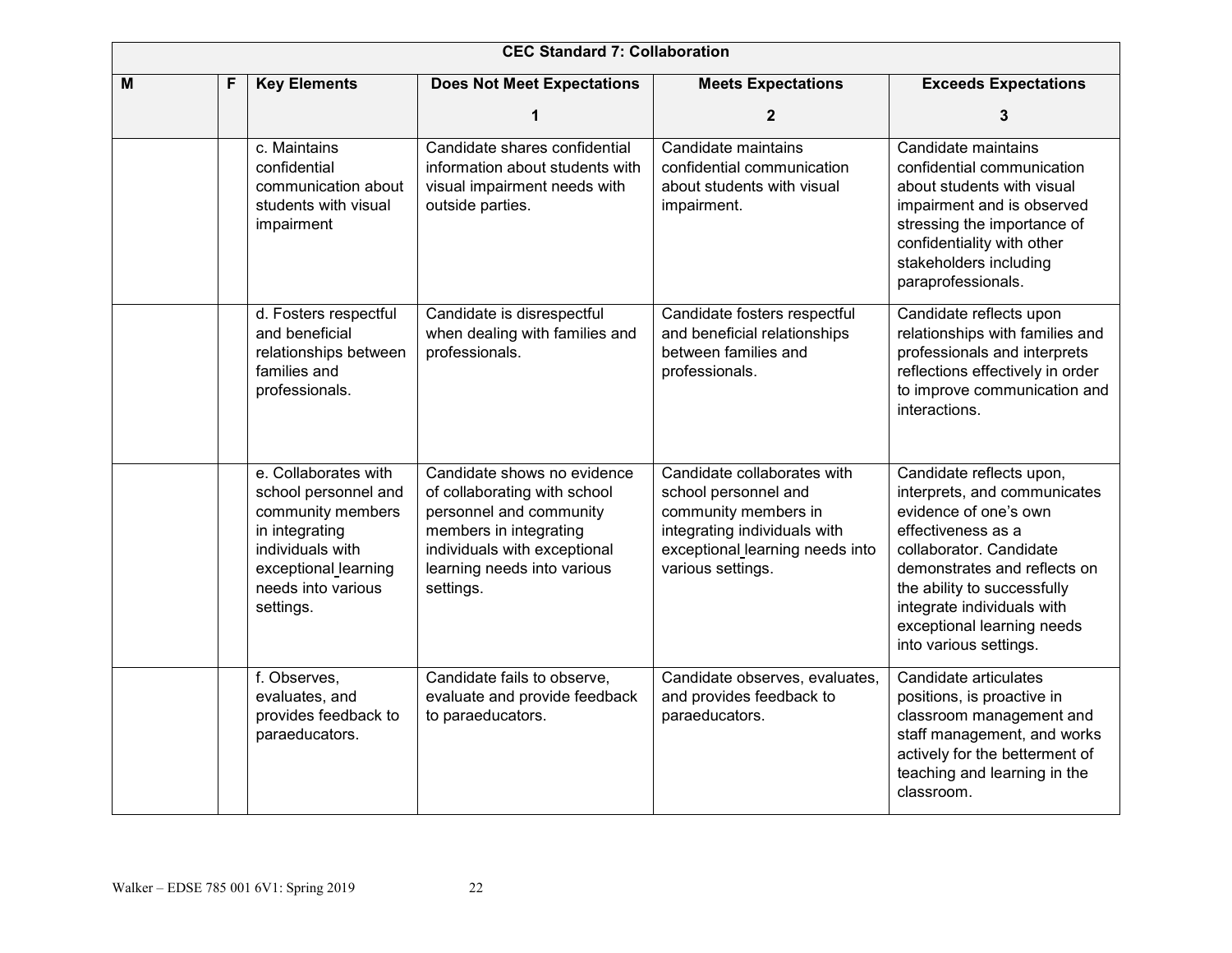| CEC Standard 7: Collaboration | | | | | |
|---|---|---|---|---|---|
| **M** | **F** | **Key Elements** | **Does Not Meet Expectations**<br><br>**1** | **Meets Expectations**<br><br>**2** | **Exceeds Expectations**<br><br>**3** |
| | | c. Maintains confidential communication about students with visual impairment | Candidate shares confidential information about students with visual impairment needs with outside parties. | Candidate maintains confidential communication about students with visual impairment. | Candidate maintains confidential communication about students with visual impairment and is observed stressing the importance of confidentiality with other stakeholders including paraprofessionals. |
| | | d. Fosters respectful and beneficial relationships between families and professionals. | Candidate is disrespectful when dealing with families and professionals. | Candidate fosters respectful and beneficial relationships between families and professionals. | Candidate reflects upon relationships with families and professionals and interprets reflections effectively in order to improve communication and interactions. |
| | | e. Collaborates with school personnel and community members in integrating individuals with exceptional learning needs into various settings. | Candidate shows no evidence of collaborating with school personnel and community members in integrating individuals with exceptional learning needs into various settings. | Candidate collaborates with school personnel and community members in integrating individuals with exceptional learning needs into various settings. | Candidate reflects upon, interprets, and communicates evidence of one's own effectiveness as a collaborator. Candidate demonstrates and reflects on the ability to successfully integrate individuals with exceptional learning needs into various settings. |
| | | f. Observes, evaluates, and provides feedback to paraeducators. | Candidate fails to observe, evaluate and provide feedback to paraeducators. | Candidate observes, evaluates, and provides feedback to paraeducators. | Candidate articulates positions, is proactive in classroom management and staff management, and works actively for the betterment of teaching and learning in the classroom. |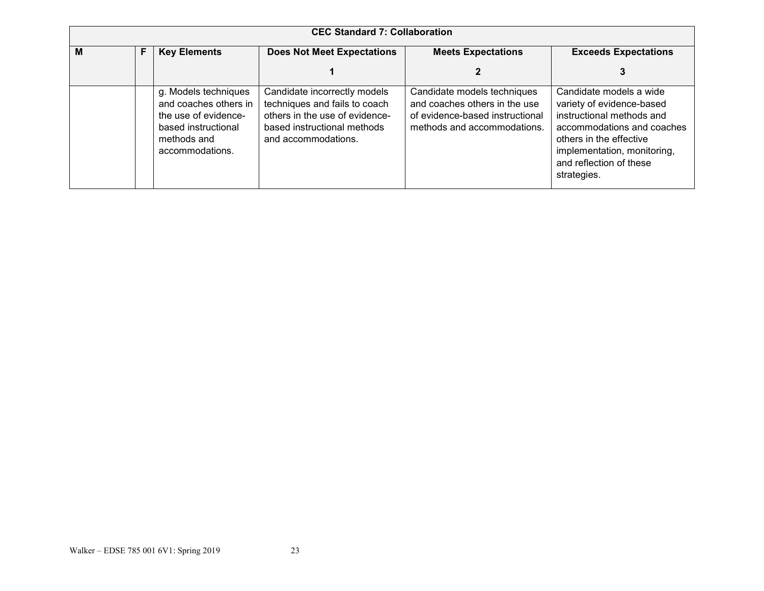| CEC Standard 7: Collaboration | | | | | |
|---|---|---|---|---|---|
| **M** | **F** | **Key Elements** | **Does Not Meet Expectations**<br><br>**1** | **Meets Expectations**<br><br>**2** | **Exceeds Expectations**<br><br>**3** |
| | | g. Models techniques and coaches others in the use of evidence-based instructional methods and accommodations. | Candidate incorrectly models techniques and fails to coach others in the use of evidence-based instructional methods and accommodations. | Candidate models techniques and coaches others in the use of evidence-based instructional methods and accommodations. | Candidate models a wide variety of evidence-based instructional methods and accommodations and coaches others in the effective implementation, monitoring, and reflection of these strategies. |